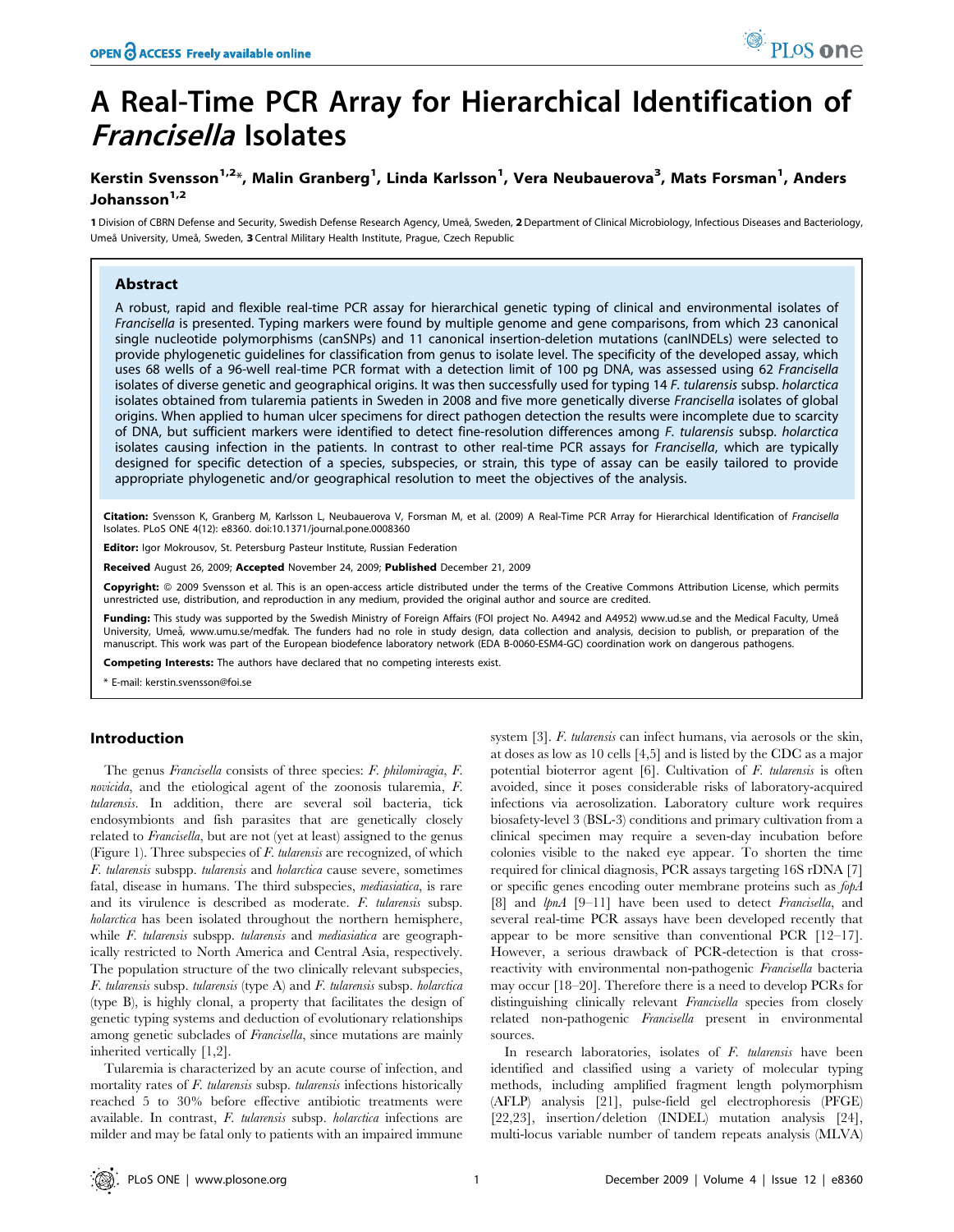# A Real-Time PCR Array for Hierarchical Identification of *Francisella* Isolates

**Kerstin Svensson[1,2]*, Malin Granberg[1], Linda Karlsson[1], Vera Neubauerova[3], Mats Forsman[1], Anders Johansson[1,2]**

1 Division of CBRN Defense and Security, Swedish Defense Research Agency, Umeå, Sweden, 2 Department of Clinical Microbiology, Infectious Diseases and Bacteriology, Umeå University, Umeå, Sweden, 3 Central Military Health Institute, Prague, Czech Republic

## Abstract

A robust, rapid and flexible real-time PCR assay for hierarchical genetic typing of clinical and environmental isolates of *Francisella* is presented. Typing markers were found by multiple genome and gene comparisons, from which 23 canonical single nucleotide polymorphisms (canSNPs) and 11 canonical insertion-deletion mutations (canINDELs) were selected to provide phylogenetic guidelines for classification from genus to isolate level. The specificity of the developed assay, which uses 68 wells of a 96-well real-time PCR format with a detection limit of 100 pg DNA, was assessed using 62 *Francisella* isolates of diverse genetic and geographical origins. It was then successfully used for typing 14 *F. tularensis* subsp. *holarctica* isolates obtained from tularemia patients in Sweden in 2008 and five more genetically diverse *Francisella* isolates of global origins. When applied to human ulcer specimens for direct pathogen detection the results were incomplete due to scarcity of DNA, but sufficient markers were identified to detect fine-resolution differences among *F. tularensis* subsp. *holarctica* isolates causing infection in the patients. In contrast to other real-time PCR assays for *Francisella*, which are typically designed for specific detection of a species, subspecies, or strain, this type of assay can be easily tailored to provide appropriate phylogenetic and/or geographical resolution to meet the objectives of the analysis.

**Citation:** Svensson K, Granberg M, Karlsson L, Neubauerova V, Forsman M, et al. (2009) A Real-Time PCR Array for Hierarchical Identification of *Francisella* Isolates. PLoS ONE 4(12): e8360. doi:10.1371/journal.pone.0008360

**Editor:** Igor Mokrousov, St. Petersburg Pasteur Institute, Russian Federation

**Received** August 26, 2009; **Accepted** November 24, 2009; **Published** December 21, 2009

**Copyright:** © 2009 Svensson et al. This is an open-access article distributed under the terms of the Creative Commons Attribution License, which permits unrestricted use, distribution, and reproduction in any medium, provided the original author and source are credited.

**Funding:** This study was supported by the Swedish Ministry of Foreign Affairs (FOI project No. A4942 and A4952) www.ud.se and the Medical Faculty, Umeå University, Umeå, www.umu.se/medfak. The funders had no role in study design, data collection and analysis, decision to publish, or preparation of the manuscript. This work was part of the European biodefence laboratory network (EDA B-0060-ESM4-GC) coordination work on dangerous pathogens.

**Competing Interests:** The authors have declared that no competing interests exist.

\* E-mail: kerstin.svensson@foi.se

## Introduction

The genus *Francisella* consists of three species: *F. philomiragia*, *F. novicida*, and the etiological agent of the zoonosis tularemia, *F. tularensis*. In addition, there are several soil bacteria, tick endosymbionts and fish parasites that are genetically closely related to *Francisella*, but are not (yet at least) assigned to the genus (Figure 1). Three subspecies of *F. tularensis* are recognized, of which *F. tularensis* subspp. *tularensis* and *holarctica* cause severe, sometimes fatal, disease in humans. The third subspecies, *mediasiatica*, is rare and its virulence is described as moderate. *F. tularensis* subsp. *holarctica* has been isolated throughout the northern hemisphere, while *F. tularensis* subspp. *tularensis* and *mediasiatica* are geographically restricted to North America and Central Asia, respectively. The population structure of the two clinically relevant subspecies, *F. tularensis* subsp. *tularensis* (type A) and *F. tularensis* subsp. *holarctica* (type B), is highly clonal, a property that facilitates the design of genetic typing systems and deduction of evolutionary relationships among genetic subclades of *Francisella*, since mutations are mainly inherited vertically [1,2].

Tularemia is characterized by an acute course of infection, and mortality rates of *F. tularensis* subsp. *tularensis* infections historically reached 5 to 30% before effective antibiotic treatments were available. In contrast, *F. tularensis* subsp. *holarctica* infections are milder and may be fatal only to patients with an impaired immune system [3]. *F. tularensis* can infect humans, via aerosols or the skin, at doses as low as 10 cells [4,5] and is listed by the CDC as a major potential bioterror agent [6]. Cultivation of *F. tularensis* is often avoided, since it poses considerable risks of laboratory-acquired infections via aerosolization. Laboratory culture work requires biosafety-level 3 (BSL-3) conditions and primary cultivation from a clinical specimen may require a seven-day incubation before colonies visible to the naked eye appear. To shorten the time required for clinical diagnosis, PCR assays targeting 16S rDNA [7] or specific genes encoding outer membrane proteins such as *fopA* [8] and *lpnA* [9–11] have been used to detect *Francisella*, and several real-time PCR assays have been developed recently that appear to be more sensitive than conventional PCR [12–17]. However, a serious drawback of PCR-detection is that cross-reactivity with environmental non-pathogenic *Francisella* bacteria may occur [18–20]. Therefore there is a need to develop PCRs for distinguishing clinically relevant *Francisella* species from closely related non-pathogenic *Francisella* present in environmental sources.

In research laboratories, isolates of *F. tularensis* have been identified and classified using a variety of molecular typing methods, including amplified fragment length polymorphism (AFLP) analysis [21], pulse-field gel electrophoresis (PFGE) [22,23], insertion/deletion (INDEL) mutation analysis [24], multi-locus variable number of tandem repeats analysis (MLVA)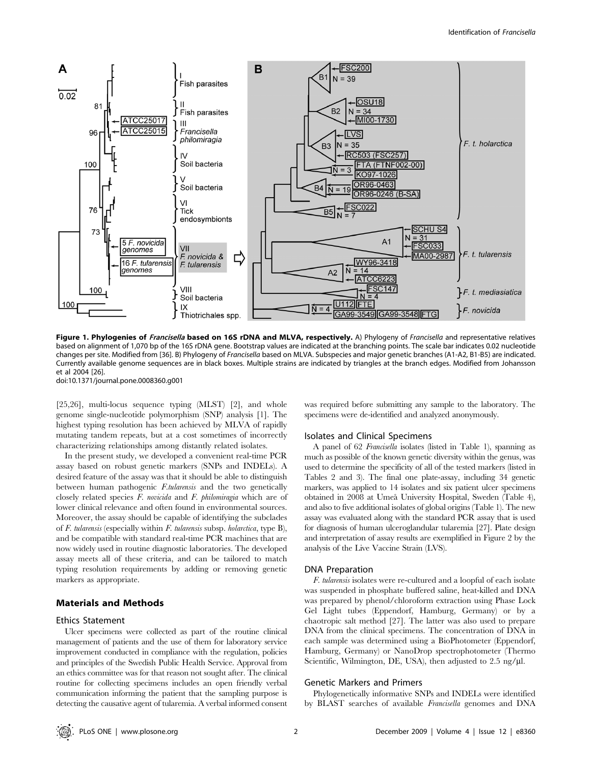**Figure 1. Phylogenies of *Francisella* based on 16S rDNA and MLVA, respectively.** A) Phylogeny of *Francisella* and representative relatives based on alignment of 1,070 bp of the 16S rDNA gene. Bootstrap values are indicated at the branching points. The scale bar indicates 0.02 nucleotide changes per site. Modified from [36]. B) Phylogeny of *Francisella* based on MLVA. Subspecies and major genetic branches (A1-A2, B1-B5) are indicated. Currently available genome sequences are in black boxes. Multiple strains are indicated by triangles at the branch edges. Modified from Johansson et al 2004 [26].
doi:10.1371/journal.pone.0008360.g001

[25,26], multi-locus sequence typing (MLST) [2], and whole genome single-nucleotide polymorphism (SNP) analysis [1]. The highest typing resolution has been achieved by MLVA of rapidly mutating tandem repeats, but at a cost sometimes of incorrectly characterizing relationships among distantly related isolates.

In the present study, we developed a convenient real-time PCR assay based on robust genetic markers (SNPs and INDELs). A desired feature of the assay was that it should be able to distinguish between human pathogenic *F.tularensis* and the two genetically closely related species *F. novicida* and *F. philomiragia* which are of lower clinical relevance and often found in environmental sources. Moreover, the assay should be capable of identifying the subclades of *F. tularensis* (especially within *F. tularensis* subsp. *holarctica*, type B), and be compatible with standard real-time PCR machines that are now widely used in routine diagnostic laboratories. The developed assay meets all of these criteria, and can be tailored to match typing resolution requirements by adding or removing genetic markers as appropriate.

## Materials and Methods

### Ethics Statement

Ulcer specimens were collected as part of the routine clinical management of patients and the use of them for laboratory service improvement conducted in compliance with the regulation, policies and principles of the Swedish Public Health Service. Approval from an ethics committee was for that reason not sought after. The clinical routine for collecting specimens includes an open friendly verbal communication informing the patient that the sampling purpose is detecting the causative agent of tularemia. A verbal informed consent was required before submitting any sample to the laboratory. The specimens were de-identified and analyzed anonymously.

### Isolates and Clinical Specimens

A panel of 62 *Francisella* isolates (listed in Table 1), spanning as much as possible of the known genetic diversity within the genus, was used to determine the specificity of all of the tested markers (listed in Tables 2 and 3). The final one plate-assay, including 34 genetic markers, was applied to 14 isolates and six patient ulcer specimens obtained in 2008 at Umeå University Hospital, Sweden (Table 4), and also to five additional isolates of global origins (Table 1). The new assay was evaluated along with the standard PCR assay that is used for diagnosis of human ulceroglandular tularemia [27]. Plate design and interpretation of assay results are exemplified in Figure 2 by the analysis of the Live Vaccine Strain (LVS).

### DNA Preparation

*F. tularensis* isolates were re-cultured and a loopful of each isolate was suspended in phosphate buffered saline, heat-killed and DNA was prepared by phenol/chloroform extraction using Phase Lock Gel Light tubes (Eppendorf, Hamburg, Germany) or by a chaotropic salt method [27]. The latter was also used to prepare DNA from the clinical specimens. The concentration of DNA in each sample was determined using a BioPhotometer (Eppendorf, Hamburg, Germany) or NanoDrop spectrophotometer (Thermo Scientific, Wilmington, DE, USA), then adjusted to 2.5 ng/µl.

### Genetic Markers and Primers

Phylogenetically informative SNPs and INDELs were identified by BLAST searches of available *Francisella* genomes and DNA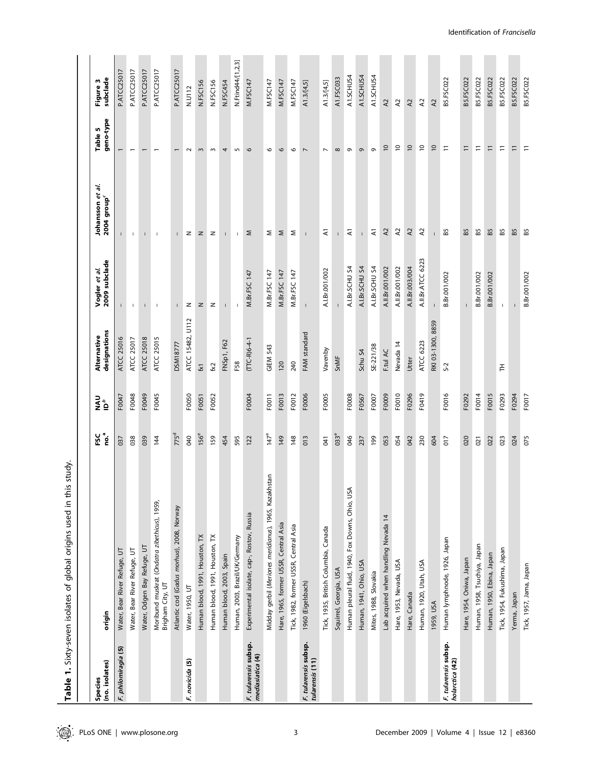**Table 1.** Sixty-seven isolates of global origins used in this study.

| Species (no. isolates) | origin | FSC no.[a] | NAU ID[b] | Alternative designations | Vogler et al. 2009 subclade | Johansson et al. 2004 group[c] | Table 5 geno-type | Figure 3 subclade |
|---|---|---|---|---|---|---|---|---|
| *F. philomiragia* (5) | Water, Bear River Refuge, UT | 037 | F0047 | ATCC 25016 | - | - | 1 | P.ATCC25017 |
| | Water, Bear River Refuge, UT | 038 | F0048 | ATCC 25017 | - | - | 1 | P.ATCC25017 |
| | Water, Odgen Bay Refuge, UT | 039 | F0049 | ATCC 25018 | - | - | 1 | P.ATCC25017 |
| | Moribund muskrat (*Ondatra zibethicus*), 1959, Brigham City, UT | 144 | F0045 | ATCC 25015 | - | - | 1 | P.ATCC25017 |
| | Atlantic cod (*Gadus morhua*), 2008, Norway | 775[d] | | DSM18777 | - | - | 1 | P.ATCC25017 |
| *F. novicida* (5) | Water, 1950, UT | 040 | F0050 | ATCC 15482, U112 | N | N | 2 | N.U112 |
| | Human blood, 1991, Houston, TX | 156[e] | F0051 | fx1 | N | N | 3 | N.FSC156 |
| | Human blood, 1991, Houston, TX | 159 | F0052 | fx2 | N | N | 3 | N.FSC156 |
| | Human blood, 2003, Spain | 454 | | FNSp1, F62 | - | - | 4 | N.FSC454 |
| | Human, 2003, Brazil/UK/Germany | 595 | | F58 | - | - | 5 | N.Ftind44/[1,2,3] |
| *F. tularensis* subsp. *mediasiatica* (4) | Experimental isolate, cap-, Rostov, Russia | 122 | F0004 | (TTC-R)6-4-1 | M.Br.FSC 147 | M | 6 | M.FSC147 |
| | Midday gerbil (*Meriones meridianus*), 1965, Kazakhstan | 147[e] | F0011 | GIEM 543 | M.Br.FSC 147 | M | 6 | M.FSC147 |
| | Hare, 1965, former USSR, Central Asia | 149 | F0013 | 120 | M.Br.FSC 147 | M | 6 | M.FSC147 |
| | Tick, 1982, former USSR, Central Asia | 148 | F0012 | 240 | M.Br.FSC 147 | M | 6 | M.FSC147 |
| *F. tularensis* subsp. *tularensis* (11) | 1960 (Eigelsbach) | 013 | F0006 | FAM standard | - | - | 7 | A1.3/[4,5] |
| | Tick, 1935, British Columbia, Canada | 041 | F0005 | Vavenby | A.I.Br.001/002 | A1 | 7 | A1.3/[4,5] |
| | Squirrel, Georgia, USA | 033[e] | | SnMF | - | - | 8 | A1.FSC033 |
| | Human pleural fluid, 1940, Fox Downs, Ohio, USA | 046 | F0008 | | A.I.Br.SCHU S4 | A1 | 9 | A1.SCHUS4 |
| | Human, 1941, Ohio, USA | 237 | F0567 | Schu S4 | A.I.Br.SCHU S4 | - | 9 | A1.SCHUS4 |
| | Mites, 1988, Slovakia | 199 | F0007 | SE-221/38 | A.I.Br.SCHU S4 | A1 | 9 | A1.SCHUS4 |
| | Lab acquired when handling Nevada 14 | 053 | F0009 | F.tul AC | A.II.Br.001/002 | A2 | 10 | A2 |
| | Hare, 1953, Nevada, USA | 054 | F0010 | Nevada 14 | A.II.Br.001/002 | A2 | 10 | A2 |
| | Hare, Canada | 042 | F0296 | Utter | A.II.Br.003/004 | A2 | 10 | A2 |
| | Human, 1920, Utah, USA | 230 | F0419 | ATCC 6223 | A.II.Br.ATCC 6223 | A2 | 10 | A2 |
| | 1959, USA | 604 | | RKI 03-1300, 8859 | - | - | 10 | A2 |
| *F. tularensis* subsp. *holarctica* (42) | Human lymphnode, 1926, Japan | 017 | F0016 | S-2 | B.Br.001/002 | B5 | 11 | B5.FSC022 |
| | Hare, 1954, Oniwa, Japan | 020 | F0292 | | - | B5 | 11 | B5.FSC022 |
| | Human, 1958, Tsuchiya, Japan | 021 | F0014 | | B.Br.001/002 | B5 | 11 | B5.FSC022 |
| | Human, 1950, Ebina, Japan | 022 | F0015 | | B.Br.001/002 | B5 | 11 | B5.FSC022 |
| | Tick, 1954, Fukushima, Japan | 023 | F0293 | TH | - | B5 | 11 | B5.FSC022 |
| | Yerma, Japan | 024 | F0294 | | - | B5 | 11 | B5.FSC022 |
| | Tick, 1957, Jama, Japan | 075 | F0017 | | B.Br.001/002 | B5 | 11 | B5.FSC022 |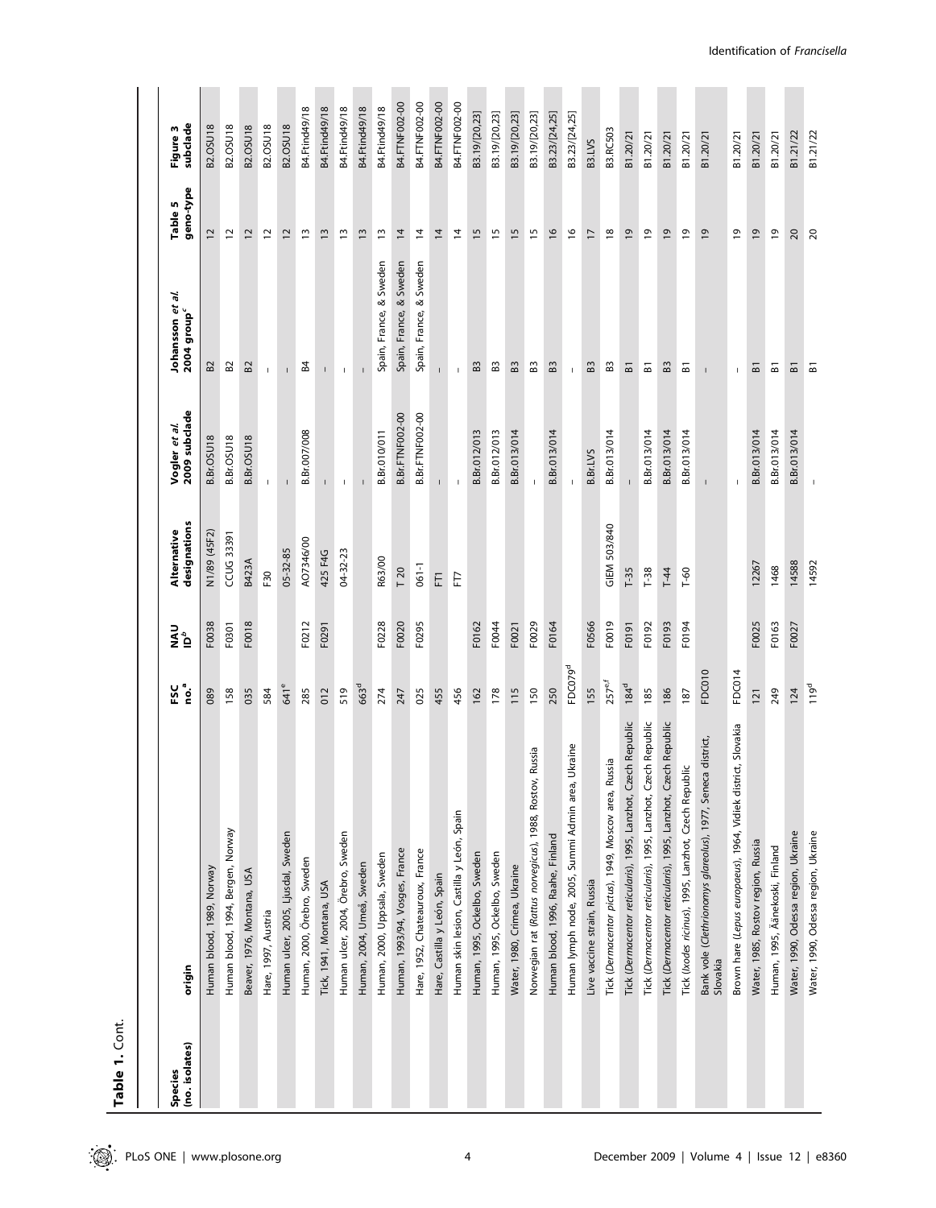**Table 1.** Cont.

| Species (no. isolates) | origin | FSC no.[a] | NAU ID[b] | Alternative designations | Vogler et al. 2009 subclade | Johansson et al. 2004 group[c] | Table 5 geno-type | Figure 3 subclade |
|---|---|---|---|---|---|---|---|---|
| | Human blood, 1989, Norway | 089 | F0038 | N1/89 (45F2) | B.Br.OSU18 | B2 | 12 | B2.OSU18 |
| | Human blood, 1994, Bergen, Norway | 158 | F0301 | CCUG 33391 | B.Br.OSU18 | B2 | 12 | B2.OSU18 |
| | Beaver, 1976, Montana, USA | 035 | F0018 | B423A | B.Br.OSU18 | B2 | 12 | B2.OSU18 |
| | Hare, 1997, Austria | 584 | | F30 | - | - | 12 | B2.OSU18 |
| | Human ulcer, 2005, Ljusdal, Sweden | 641[e] | | 05-32-85 | - | - | 12 | B2.OSU18 |
| | Human, 2000, Örebro, Sweden | 285 | F0212 | AO7346/00 | B.Br.007/008 | B4 | 13 | B4.Ftind49/18 |
| | Tick, 1941, Montana, USA | 012 | F0291 | 425 F4G | - | - | 13 | B4.Ftind49/18 |
| | Human ulcer, 2004, Örebro, Sweden | 519 | | 04-32-23 | - | - | 13 | B4.Ftind49/18 |
| | Human, 2004, Umeå, Sweden | 663[d] | | | - | - | 13 | B4.Ftind49/18 |
| | Human, 2000, Uppsala, Sweden | 274 | F0228 | R63/00 | B.Br.010/011 | Spain, France, & Sweden | 13 | B4.Ftind49/18 |
| | Human, 1993/94, Vosges, France | 247 | F0020 | T 20 | B.Br.FTNF002-00 | Spain, France, & Sweden | 14 | B4.FTNF002-00 |
| | Hare, 1952, Chateauroux, France | 025 | F0295 | 061-1 | B.Br.FTNF002-00 | Spain, France, & Sweden | 14 | B4.FTNF002-00 |
| | Hare, Castilla y León, Spain | 455 | | FT1 | - | - | 14 | B4.FTNF002-00 |
| | Human skin lesion, Castilla y León, Spain | 456 | | FT7 | - | - | 14 | B4.FTNF002-00 |
| | Human, 1995, Ockelbo, Sweden | 162 | F0162 | | B.Br.012/013 | B3 | 15 | B3.19/[20,23] |
| | Human, 1995, Ockelbo, Sweden | 178 | F0044 | | B.Br.012/013 | B3 | 15 | B3.19/[20,23] |
| | Water, 1980, Crimea, Ukraine | 115 | F0021 | | B.Br.013/014 | B3 | 15 | B3.19/[20,23] |
| | Norwegian rat (*Rattus norvegicus*), 1988, Rostov, Russia | 150 | F0029 | | - | B3 | 15 | B3.19/[20,23] |
| | Human blood, 1996, Raahe, Finland | 250 | F0164 | | B.Br.013/014 | B3 | 16 | B3.23/[24,25] |
| | Human lymph node, 2005, Summi Admin area, Ukraine | FDC079[d] | | | - | - | 16 | B3.23/[24,25] |
| | Live vaccine strain, Russia | 155 | F0566 | | B.Br.LVS | B3 | 17 | B3.LVS |
| | Tick (*Dermacentor pictus*), 1949, Moscov area, Russia | 257[e,f] | F0019 | GIEM 503/840 | B.Br.013/014 | B3 | 18 | B3.RC503 |
| | Tick (*Dermacentor reticularis*), 1995, Lanzhot, Czech Republic | 184[d] | F0191 | T-35 | - | B1 | 19 | B1.20/21 |
| | Tick (*Dermacentor reticularis*), 1995, Lanzhot, Czech Republic | 185 | F0192 | T-38 | B.Br.013/014 | B1 | 19 | B1.20/21 |
| | Tick (*Dermacentor reticularis*), 1995, Lanzhot, Czech Republic | 186 | F0193 | T-44 | B.Br.013/014 | B3 | 19 | B1.20/21 |
| | Tick (*Ixodes ricinus*), 1995, Lanzhot, Czech Republic | 187 | F0194 | T-60 | B.Br.013/014 | B1 | 19 | B1.20/21 |
| | Bank vole (*Clethrionomys glareolus*), 1977, Seneca district, Slovakia | FDC010 | | | - | - | 19 | B1.20/21 |
| | Brown hare (*Lepus europaeus*), 1964, Vidiek district, Slovakia | FDC014 | | | - | - | 19 | B1.20/21 |
| | Water, 1985, Rostov region, Russia | 121 | F0025 | 12267 | B.Br.013/014 | B1 | 19 | B1.20/21 |
| | Human, 1995, Äänekoski, Finland | 249 | F0163 | 1468 | B.Br.013/014 | B1 | 19 | B1.20/21 |
| | Water, 1990, Odessa region, Ukraine | 124 | F0027 | 14588 | B.Br.013/014 | B1 | 20 | B1.21/22 |
| | Water, 1990, Odessa region, Ukraine | 119[d] | | 14592 | - | B1 | 20 | B1.21/22 |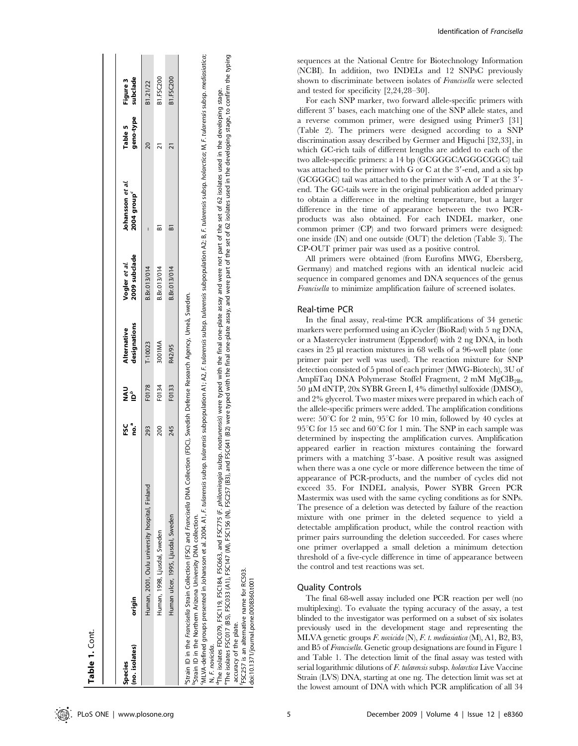**Table 1.** Cont.

| Species (no. isolates) | origin | FSC no.[a] | NAU ID[b] | Alternative designations | Vogler et al. 2009 subclade | Johansson et al. 2004 group[c] | Table 5 geno-type | Figure 3 subclade |
|---|---|---|---|---|---|---|---|---|
| | Human, 2001, Oulu university hospital, Finland | 293 | F0178 | T-10023 | B.Br.013/014 | - | 20 | B1.21/22 |
| | Human, 1998, Ljusdal, Sweden | 200 | F0134 | 3001MA | B.Br.013/014 | B1 | 21 | B1.FSC200 |
| | Human ulcer, 1995, Ljusdal, Sweden | 245 | F0133 | R42/95 | B.Br.013/014 | B1 | 21 | B1.FSC200 |

[a]Strain ID in the *Francisella* Strain Collection (FSC) and *Francisella* DNA Collection (FDC), Swedish Defense Research Agency, Umeå, Sweden.
[b]Strain ID in the Northern Arizona University DNA collection.
[c]MLVA-defined groups presented in Johansson et al. 2004. A1, *F. tularensis* subsp. *tularensis* subpopulation A1; A2, *F. tularensis* subsp. *tularensis* subpopulation A2; B, *F. tularensis* subsp. *holarctica*; M, *F. tularensis* subsp. *mediasiatica*; N, *F. novicida*.
[d]The isolates FDC079, FSC119, FSC184, FSC663, and FSC775 (*F. philomiragia* subsp. *noatunensis*) were typed with the final one-plate assay and were not part of the set of 62 isolates used in the developing stage.
[e]The isolates FSC017 (B5), FSC033 (A1), FSC147 (M), FSC156 (N), FSC257 (B3), and FSC641 (B2) were typed with the final one-plate assay, and were part of the set of 62 isolates used in the developing stage, to confirm the typing accuracy of the plate.
[f]FSC257 is an alternative name for RC503.
doi:10.1371/journal.pone.0008360.t001

sequences at the National Centre for Biotechnology Information (NCBI). In addition, two INDELs and 12 SNPsC previously shown to discriminate between isolates of *Francisella* were selected and tested for specificity [2,24,28–30].

For each SNP marker, two forward allele-specific primers with different 3′ bases, each matching one of the SNP allele states, and a reverse common primer, were designed using Primer3 [31] (Table 2). The primers were designed according to a SNP discrimination assay described by Germer and Higuchi [32,33], in which GC-rich tails of different lengths are added to each of the two allele-specific primers: a 14 bp (GCGGGCAGGGCGGC) tail was attached to the primer with G or C at the 3′-end, and a six bp (GCGGGC) tail was attached to the primer with A or T at the 3′-end. The GC-tails were in the original publication added primary to obtain a difference in the melting temperature, but a larger difference in the time of appearance between the two PCR-products was also obtained. For each INDEL marker, one common primer (CP) and two forward primers were designed: one inside (IN) and one outside (OUT) the deletion (Table 3). The CP-OUT primer pair was used as a positive control.

All primers were obtained (from Eurofins MWG, Ebersberg, Germany) and matched regions with an identical nucleic acid sequence in compared genomes and DNA sequences of the genus *Francisella* to minimize amplification failure of screened isolates.

## Real-time PCR

In the final assay, real-time PCR amplifications of 34 genetic markers were performed using an iCycler (BioRad) with 5 ng DNA, or a Mastercycler instrument (Eppendorf) with 2 ng DNA, in both cases in 25 µl reaction mixtures in 68 wells of a 96-well plate (one primer pair per well was used). The reaction mixture for SNP detection consisted of 5 pmol of each primer (MWG-Biotech), 3U of AmpliTaq DNA Polymerase Stoffel Fragment, 2 mM $MgClB_{2B}$, 50 µM dNTP, 20x SYBR Green I, 4% dimethyl sulfoxide (DMSO), and 2% glycerol. Two master mixes were prepared in which each of the allele-specific primers were added. The amplification conditions were: 50°C for 2 min, 95°C for 10 min, followed by 40 cycles at 95°C for 15 sec and 60°C for 1 min. The SNP in each sample was determined by inspecting the amplification curves. Amplification appeared earlier in reaction mixtures containing the forward primers with a matching 3′-base. A positive result was assigned when there was a one cycle or more difference between the time of appearance of PCR-products, and the number of cycles did not exceed 35. For INDEL analysis, Power SYBR Green PCR Mastermix was used with the same cycling conditions as for SNPs. The presence of a deletion was detected by failure of the reaction mixture with one primer in the deleted sequence to yield a detectable amplification product, while the control reaction with primer pairs surrounding the deletion succeeded. For cases where one primer overlapped a small deletion a minimum detection threshold of a five-cycle difference in time of appearance between the control and test reactions was set.

## Quality Controls

The final 68-well assay included one PCR reaction per well (no multiplexing). To evaluate the typing accuracy of the assay, a test blinded to the investigator was performed on a subset of six isolates previously used in the development stage and representing the MLVA genetic groups *F. novicida* (N), *F. t. mediasiatica* (M), A1, B2, B3, and B5 of *Francisella*. Genetic group designations are found in Figure 1 and Table 1. The detection limit of the final assay was tested with serial logarithmic dilutions of *F. tularensis* subsp. *holarctica* Live Vaccine Strain (LVS) DNA, starting at one ng. The detection limit was set at the lowest amount of DNA with which PCR amplification of all 34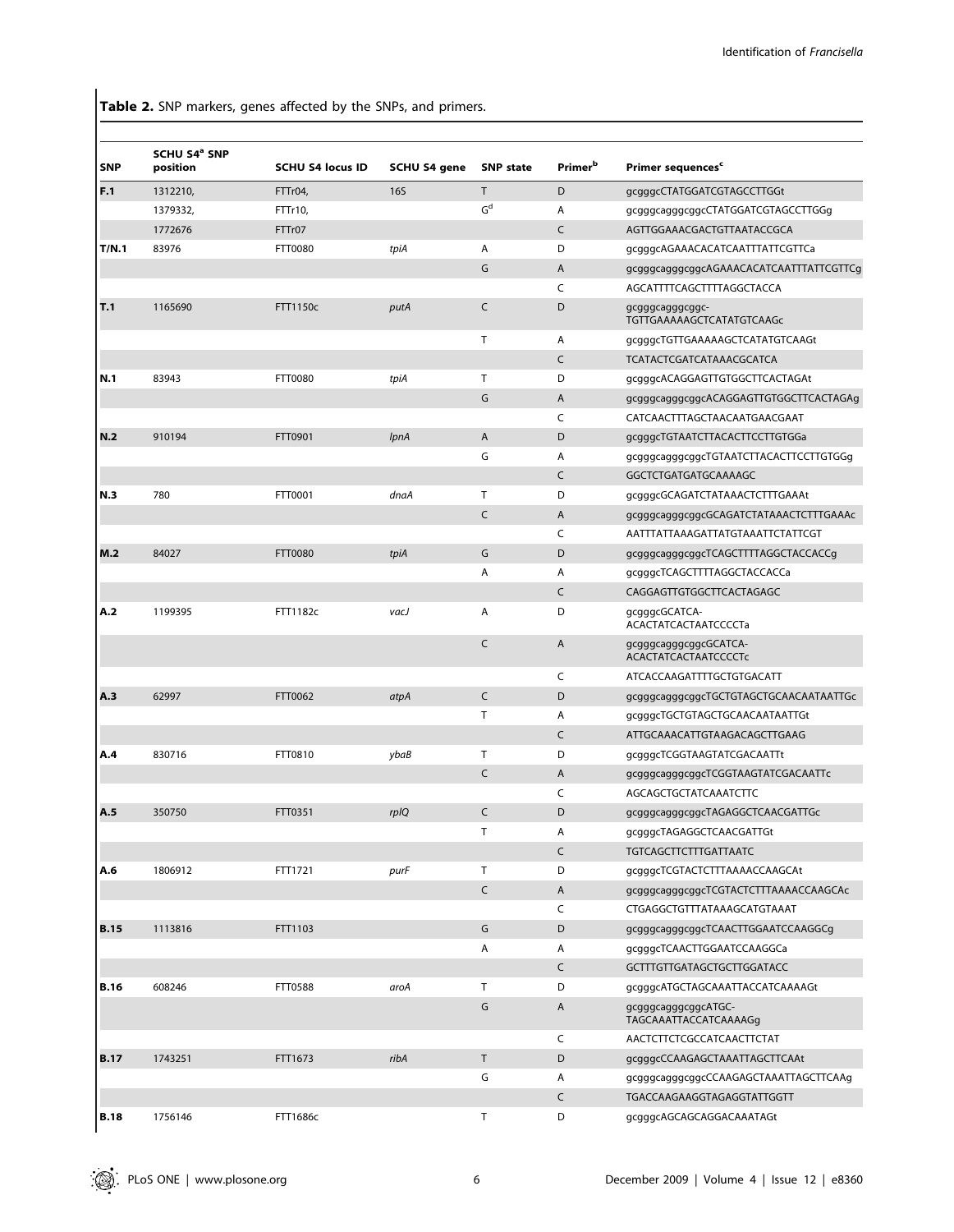**Table 2.** SNP markers, genes affected by the SNPs, and primers.

| SNP | SCHU S4[a] SNP position | SCHU S4 locus ID | SCHU S4 gene | SNP state | Primer[b] | Primer sequences[c] |
|---|---|---|---|---|---|---|
| **F.1** | 1312210, | FTTr04, | 16S | T | D | gcgggcCTATGGATCGTAGCCTTGGt |
| | 1379332, | FTTr10, | | G[d] | A | gcgggcagggcggcCTATGGATCGTAGCCTTGGg |
| | 1772676 | FTTr07 | | | C | AGTTGGAAACGACTGTTAATACCGCA |
| **T/N.1** | 83976 | FTT0080 | *tpiA* | A | D | gcgggcAGAAACACATCAATTTATTCGTTCa |
| | | | | G | A | gcgggcagggcggcAGAAACACATCAATTTATTCGTTCg |
| | | | | | C | AGCATTTTCAGCTTTTAGGCTACCA |
| **T.1** | 1165690 | FTT1150c | *putA* | C | D | gcgggcagggcggc-TGTTGAAAAAGCTCATATGTCAAGc |
| | | | | T | A | gcgggcTGTTGAAAAAGCTCATATGTCAAGt |
| | | | | | C | TCATACTCGATCATAAACGCATCA |
| **N.1** | 83943 | FTT0080 | *tpiA* | T | D | gcgggcACAGGAGTTGTGGCTTCACTAGAt |
| | | | | G | A | gcgggcagggcggcACAGGAGTTGTGGCTTCACTAGAg |
| | | | | | C | CATCAACTTTAGCTAACAATGAACGAAT |
| **N.2** | 910194 | FTT0901 | *lpnA* | A | D | gcgggcTGTAATCTTACACTTCCTTGTGGa |
| | | | | G | A | gcgggcagggcggcTGTAATCTTACACTTCCTTGTGGg |
| | | | | | C | GGCTCTGATGATGCAAAAGC |
| **N.3** | 780 | FTT0001 | *dnaA* | T | D | gcgggcGCAGATCTATAAACTCTTTGAAAt |
| | | | | C | A | gcgggcagggcggcGCAGATCTATAAACTCTTTGAAAc |
| | | | | | C | AATTTATTAAAGATTATGTAAATTCTATTCGT |
| **M.2** | 84027 | FTT0080 | *tpiA* | G | D | gcgggcagggcggcTCAGCTTTTAGGCTACCACCg |
| | | | | A | A | gcgggcTCAGCTTTTAGGCTACCACCa |
| | | | | | C | CAGGAGTTGTGGCTTCACTAGAGC |
| **A.2** | 1199395 | FTT1182c | *vacJ* | A | D | gcgggcGCATCA-ACACTATCACTAATCCCCTa |
| | | | | C | A | gcgggcagggcggcGCATCA-ACACTATCACTAATCCCCTc |
| | | | | | C | ATCACCAAGATTTTGCTGTGACATT |
| **A.3** | 62997 | FTT0062 | *atpA* | C | D | gcgggcagggcggcTGCTGTAGCTGCAACAATAATTGc |
| | | | | T | A | gcgggcTGCTGTAGCTGCAACAATAATTGt |
| | | | | | C | ATTGCAAACATTGTAAGACAGCTTGAAG |
| **A.4** | 830716 | FTT0810 | *ybaB* | T | D | gcgggcTCGGTAAGTATCGACAATTt |
| | | | | C | A | gcgggcagggcggcTCGGTAAGTATCGACAATTc |
| | | | | | C | AGCAGCTGCTATCAAATCTTC |
| **A.5** | 350750 | FTT0351 | *rplQ* | C | D | gcgggcagggcggcTAGAGGCTCAACGATTGc |
| | | | | T | A | gcgggcTAGAGGCTCAACGATTGt |
| | | | | | C | TGTCAGCTTCTTTGATTAATC |
| **A.6** | 1806912 | FTT1721 | *purF* | T | D | gcgggcTCGTACTCTTTAAAACCAAGCAt |
| | | | | C | A | gcgggcagggcggcTCGTACTCTTTAAAACCAAGCAc |
| | | | | | C | CTGAGGCTGTTTATAAAGCATGTAAAT |
| **B.15** | 1113816 | FTT1103 | | G | D | gcgggcagggcggcTCAACTTGGAATCCAAGGCg |
| | | | | A | A | gcgggcTCAACTTGGAATCCAAGGCa |
| | | | | | C | GCTTTGTTGATAGCTGCTTGGATACC |
| **B.16** | 608246 | FTT0588 | *aroA* | T | D | gcgggcATGCTAGCAAATTACCATCAAAAGt |
| | | | | G | A | gcgggcagggcggcATGC-TAGCAAATTACCATCAAAAGg |
| | | | | | C | AACTCTTCTCGCCATCAACTTCTAT |
| **B.17** | 1743251 | FTT1673 | *ribA* | T | D | gcgggcCCAAGAGCTAAATTAGCTTCAAt |
| | | | | G | A | gcgggcagggcggcCCAAGAGCTAAATTAGCTTCAAg |
| | | | | | C | TGACCAAGAAGGTAGAGGTATTGGTT |
| **B.18** | 1756146 | FTT1686c | | T | D | gcgggcAGCAGCAGGACAAATAGt |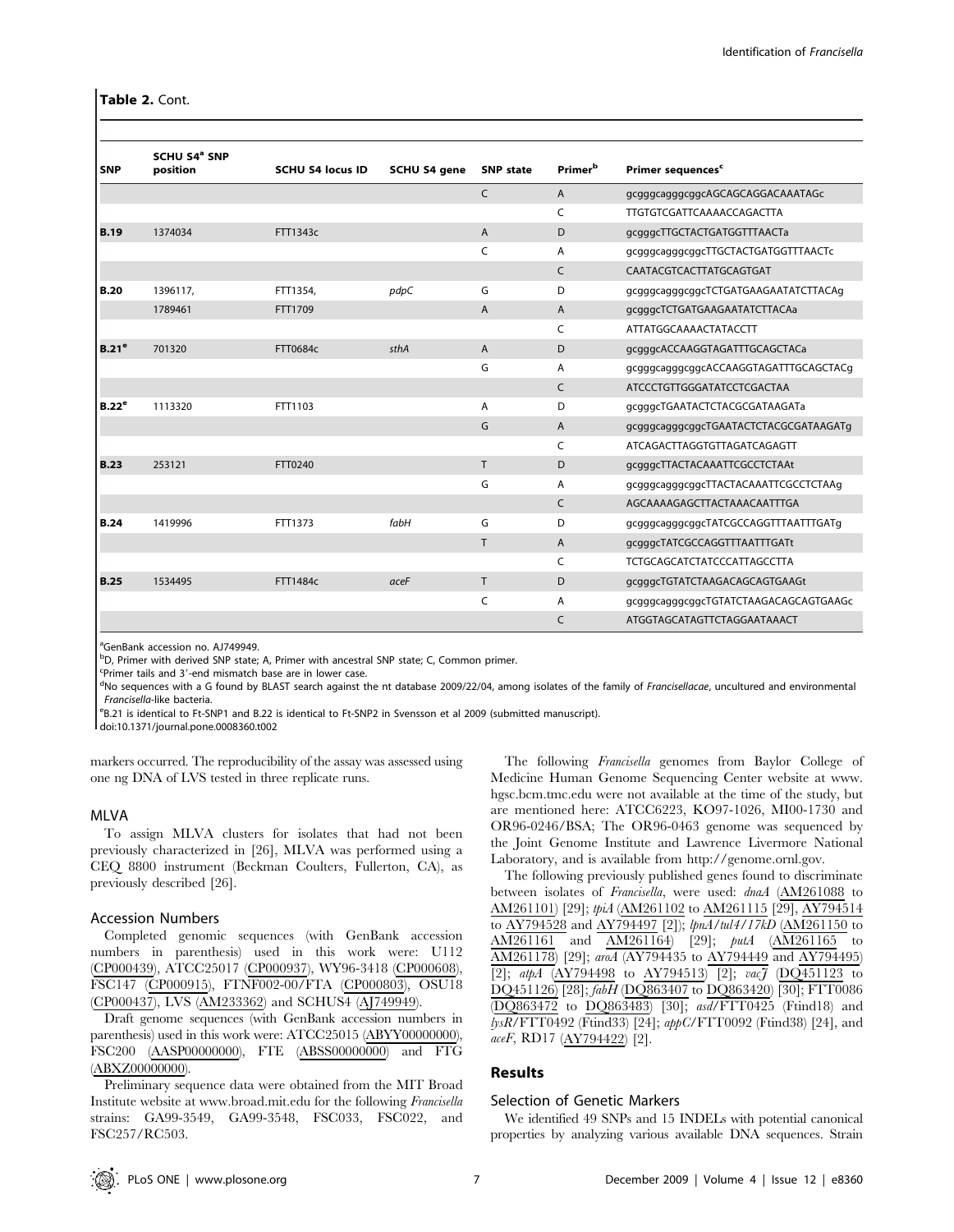**Table 2.** Cont.

| SNP | SCHU S4[a] SNP position | SCHU S4 locus ID | SCHU S4 gene | SNP state | Primer[b] | Primer sequences[c] |
|---|---|---|---|---|---|---|
| | | | | C | A | gcgggcagggcggcAGCAGCAGGACAAATAGc |
| | | | | | C | TTGTGTCGATTCAAAACCAGACTTA |
| **B.19** | 1374034 | FTT1343c | | A | D | gcgggcTTGCTACTGATGGTTTAACTa |
| | | | | C | A | gcgggcagggcggcTTGCTACTGATGGTTTAACTc |
| | | | | | C | CAATACGTCACTTATGCAGTGAT |
| **B.20** | 1396117, | FTT1354, | *pdpC* | G | D | gcgggcagggcggcTCTGATGAAGAATATCTTACAg |
| | 1789461 | FTT1709 | | A | A | gcgggcTCTGATGAAGAATATCTTACAa |
| | | | | | C | ATTATGGCAAAACTATACCTT |
| **B.21[e]** | 701320 | FTT0684c | *sthA* | A | D | gcgggcACCAAGGTAGATTTGCAGCTACa |
| | | | | G | A | gcgggcagggcggcACCAAGGTAGATTTGCAGCTACg |
| | | | | | C | ATCCCTGTTGGGATATCCTCGACTAA |
| **B.22[e]** | 1113320 | FTT1103 | | A | D | gcgggcTGAATACTCTACGCGATAAGATa |
| | | | | G | A | gcgggcagggcggcTGAATACTCTACGCGATAAGATg |
| | | | | | C | ATCAGACTTAGGTGTTAGATCAGAGTT |
| **B.23** | 253121 | FTT0240 | | T | D | gcgggcTTACTACAAATTCGCCTCTAAt |
| | | | | G | A | gcgggcagggcggcTTACTACAAATTCGCCTCTAAg |
| | | | | | C | AGCAAAAGAGCTTACTAAACAATTTGA |
| **B.24** | 1419996 | FTT1373 | *fabH* | G | D | gcgggcagggcggcTATCGCCAGGTTTAATTTGATg |
| | | | | T | A | gcgggcTATCGCCAGGTTTAATTTGATt |
| | | | | | C | TCTGCAGCATCTATCCCATTAGCCTTA |
| **B.25** | 1534495 | FTT1484c | *aceF* | T | D | gcgggcTGTATCTAAGACAGCAGTGAAGt |
| | | | | C | A | gcgggcagggcggcTGTATCTAAGACAGCAGTGAAGc |
| | | | | | C | ATGGTAGCATAGTTCTAGGAATAAACT |

[a]GenBank accession no. AJ749949.
[b]D, Primer with derived SNP state; A, Primer with ancestral SNP state; C, Common primer.
[c]Primer tails and 3′-end mismatch base are in lower case.
[d]No sequences with a G found by BLAST search against the nt database 2009/22/04, among isolates of the family of *Francisellacae*, uncultured and environmental *Francisella*-like bacteria.
[e]B.21 is identical to Ft-SNP1 and B.22 is identical to Ft-SNP2 in Svensson et al 2009 (submitted manuscript).
doi:10.1371/journal.pone.0008360.t002

markers occurred. The reproducibility of the assay was assessed using one ng DNA of LVS tested in three replicate runs.

### MLVA

To assign MLVA clusters for isolates that had not been previously characterized in [26], MLVA was performed using a CEQ 8800 instrument (Beckman Coulters, Fullerton, CA), as previously described [26].

### Accession Numbers

Completed genomic sequences (with GenBank accession numbers in parenthesis) used in this work were: U112 (CP000439), ATCC25017 (CP000937), WY96-3418 (CP000608), FSC147 (CP000915), FTNF002-00/FTA (CP000803), OSU18 (CP000437), LVS (AM233362) and SCHUS4 (AJ749949).

Draft genome sequences (with GenBank accession numbers in parenthesis) used in this work were: ATCC25015 (ABYY00000000), FSC200 (AASP00000000), FTE (ABSS00000000) and FTG (ABXZ00000000).

Preliminary sequence data were obtained from the MIT Broad Institute website at www.broad.mit.edu for the following *Francisella* strains: GA99-3549, GA99-3548, FSC033, FSC022, and FSC257/RC503.

The following *Francisella* genomes from Baylor College of Medicine Human Genome Sequencing Center website at www.hgsc.bcm.tmc.edu were not available at the time of the study, but are mentioned here: ATCC6223, KO97-1026, MI00-1730 and OR96-0246/BSA; The OR96-0463 genome was sequenced by the Joint Genome Institute and Lawrence Livermore National Laboratory, and is available from http://genome.ornl.gov.

The following previously published genes found to discriminate between isolates of *Francisella*, were used: *dnaA* (AM261088 to AM261101) [29]; *tpiA* (AM261102 to AM261115 [29], AY794514 to AY794528 and AY794497 [2]); *lpnA/tul4/17kD* (AM261150 to AM261161 and AM261164) [29]; *putA* (AM261165 to AM261178) [29]; *aroA* (AY794435 to AY794449 and AY794495) [2]; *atpA* (AY794498 to AY794513) [2]; *vacJ* (DQ451123 to DQ451126) [28]; *fabH* (DQ863407 to DQ863420) [30]; FTT0086 (DQ863472 to DQ863483) [30]; *asd*/FTT0425 (Ftind18) and *lysR*/FTT0492 (Ftind33) [24]; *appC*/FTT0092 (Ftind38) [24], and *aceF*, RD17 (AY794422) [2].

## Results

### Selection of Genetic Markers

We identified 49 SNPs and 15 INDELs with potential canonical properties by analyzing various available DNA sequences. Strain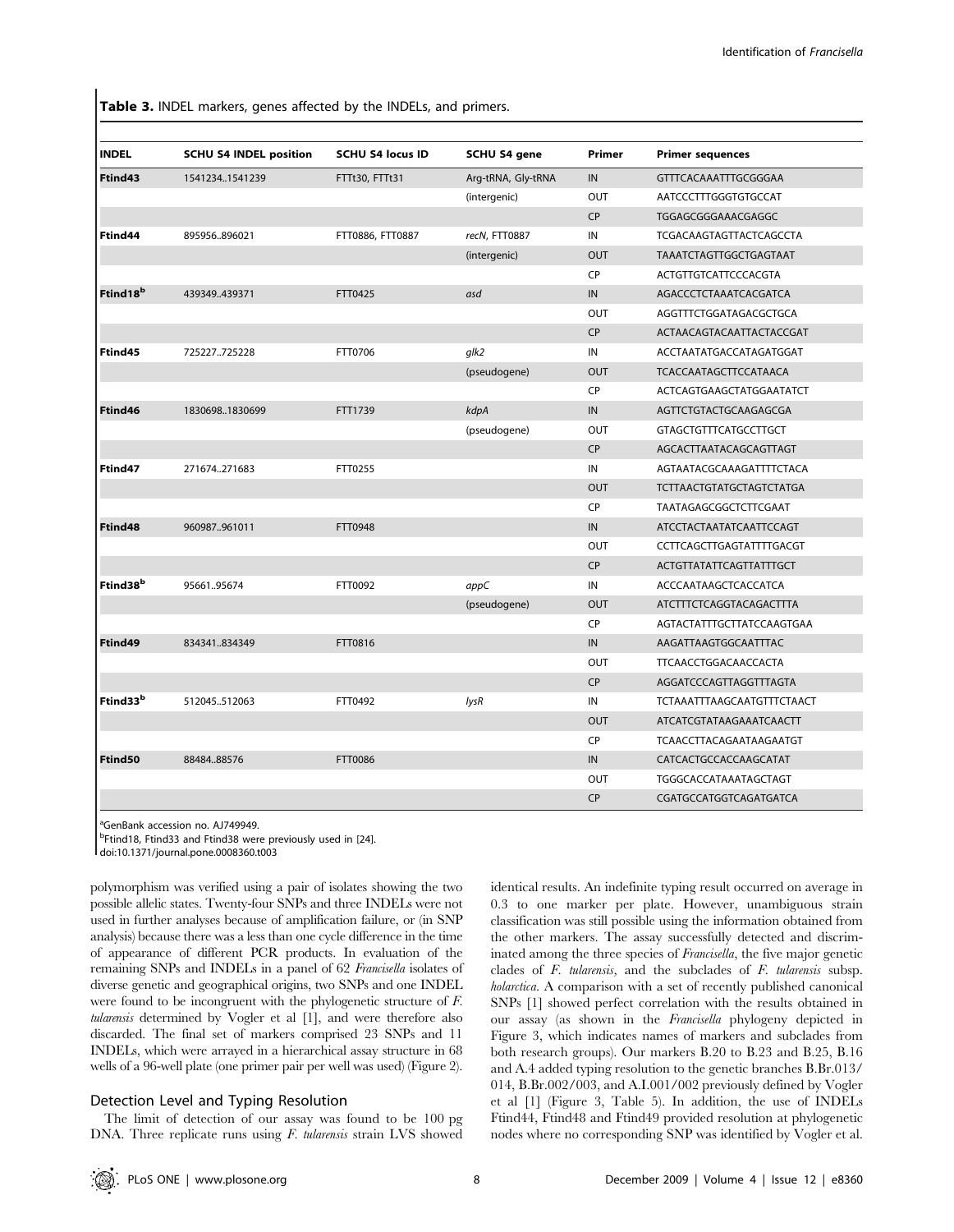**Table 3.** INDEL markers, genes affected by the INDELs, and primers.

| INDEL | SCHU S4 INDEL position | SCHU S4 locus ID | SCHU S4 gene | Primer | Primer sequences |
|---|---|---|---|---|---|
| **Ftind43** | 1541234..1541239 | FTTt30, FTTt31 | Arg-tRNA, Gly-tRNA | IN | GTTTCACAAATTTGCGGGAA |
| | | | (intergenic) | OUT | AATCCCTTTGGGTGTGCCAT |
| | | | | CP | TGGAGCGGGAAACGAGGC |
| **Ftind44** | 895956..896021 | FTT0886, FTT0887 | *recN*, FTT0887 | IN | TCGACAAGTAGTTACTCAGCCTA |
| | | | (intergenic) | OUT | TAAATCTAGTTGGCTGAGTAAT |
| | | | | CP | ACTGTTGTCATTCCCACGTA |
| **Ftind18**[b] | 439349..439371 | FTT0425 | *asd* | IN | AGACCCTCTAAATCACGATCA |
| | | | | OUT | AGGTTTCTGGATAGACGCTGCA |
| | | | | CP | ACTAACAGTACAATTACTACCGAT |
| **Ftind45** | 725227..725228 | FTT0706 | *glk2* | IN | ACCTAATATGACCATAGATGGAT |
| | | | (pseudogene) | OUT | TCACCAATAGCTTCCATAACA |
| | | | | CP | ACTCAGTGAAGCTATGGAATATCT |
| **Ftind46** | 1830698..1830699 | FTT1739 | *kdpA* | IN | AGTTCTGTACTGCAAGAGCGA |
| | | | (pseudogene) | OUT | GTAGCTGTTTCATGCCTTGCT |
| | | | | CP | AGCACTTAATACAGCAGTTAGT |
| **Ftind47** | 271674..271683 | FTT0255 | | IN | AGTAATACGCAAAGATTTTCTACA |
| | | | | OUT | TCTTAACTGTATGCTAGTCTATGA |
| | | | | CP | TAATAGAGCGGCTCTTCGAAT |
| **Ftind48** | 960987..961011 | FTT0948 | | IN | ATCCTACTAATATCAATTCCAGT |
| | | | | OUT | CCTTCAGCTTGAGTATTTTGACGT |
| | | | | CP | ACTGTTATATTCAGTTATTTGCT |
| **Ftind38**[b] | 95661..95674 | FTT0092 | *appC* | IN | ACCCAATAAGCTCACCATCA |
| | | | (pseudogene) | OUT | ATCTTTCTCAGGTACAGACTTTA |
| | | | | CP | AGTACTATTTGCTTATCCAAGTGAA |
| **Ftind49** | 834341..834349 | FTT0816 | | IN | AAGATTAAGTGGCAATTTAC |
| | | | | OUT | TTCAACCTGGACAACCACTA |
| | | | | CP | AGGATCCCAGTTAGGTTTAGTA |
| **Ftind33**[b] | 512045..512063 | FTT0492 | *lysR* | IN | TCTAAATTTAAGCAATGTTTCTAACT |
| | | | | OUT | ATCATCGTATAAGAAATCAACTT |
| | | | | CP | TCAACCTTACAGAATAAGAATGT |
| **Ftind50** | 88484..88576 | FTT0086 | | IN | CATCACTGCCACCAAGCATAT |
| | | | | OUT | TGGGCACCATAAATAGCTAGT |
| | | | | CP | CGATGCCATGGTCAGATGATCA |

[a]GenBank accession no. AJ749949.
[b]Ftind18, Ftind33 and Ftind38 were previously used in [24].
doi:10.1371/journal.pone.0008360.t003

polymorphism was verified using a pair of isolates showing the two possible allelic states. Twenty-four SNPs and three INDELs were not used in further analyses because of amplification failure, or (in SNP analysis) because there was a less than one cycle difference in the time of appearance of different PCR products. In evaluation of the remaining SNPs and INDELs in a panel of 62 *Francisella* isolates of diverse genetic and geographical origins, two SNPs and one INDEL were found to be incongruent with the phylogenetic structure of *F. tularensis* determined by Vogler et al [1], and were therefore also discarded. The final set of markers comprised 23 SNPs and 11 INDELs, which were arrayed in a hierarchical assay structure in 68 wells of a 96-well plate (one primer pair per well was used) (Figure 2).

### Detection Level and Typing Resolution

The limit of detection of our assay was found to be 100 pg DNA. Three replicate runs using *F. tularensis* strain LVS showed identical results. An indefinite typing result occurred on average in 0.3 to one marker per plate. However, unambiguous strain classification was still possible using the information obtained from the other markers. The assay successfully detected and discriminated among the three species of *Francisella*, the five major genetic clades of *F. tularensis*, and the subclades of *F. tularensis* subsp. *holarctica*. A comparison with a set of recently published canonical SNPs [1] showed perfect correlation with the results obtained in our assay (as shown in the *Francisella* phylogeny depicted in Figure 3, which indicates names of markers and subclades from both research groups). Our markers B.20 to B.23 and B.25, B.16 and A.4 added typing resolution to the genetic branches B.Br.013/014, B.Br.002/003, and A.I.001/002 previously defined by Vogler et al [1] (Figure 3, Table 5). In addition, the use of INDELs Ftind44, Ftind48 and Ftind49 provided resolution at phylogenetic nodes where no corresponding SNP was identified by Vogler et al.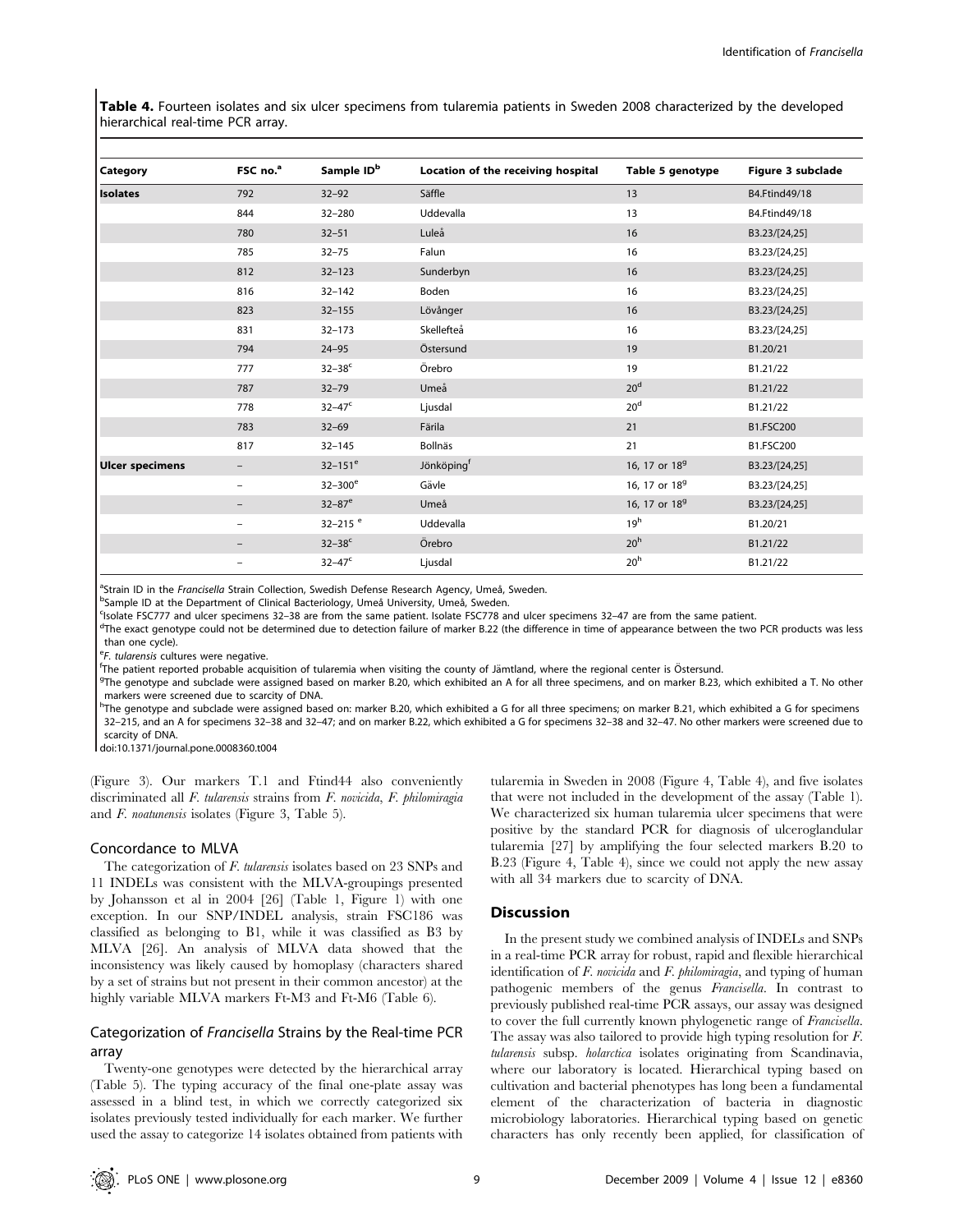**Table 4.** Fourteen isolates and six ulcer specimens from tularemia patients in Sweden 2008 characterized by the developed hierarchical real-time PCR array.

| Category | FSC no.[a] | Sample ID[b] | Location of the receiving hospital | Table 5 genotype | Figure 3 subclade |
|---|---|---|---|---|---|
| **Isolates** | 792 | 32–92 | Säffle | 13 | B4.Ftind49/18 |
| | 844 | 32–280 | Uddevalla | 13 | B4.Ftind49/18 |
| | 780 | 32–51 | Luleå | 16 | B3.23/[24,25] |
| | 785 | 32–75 | Falun | 16 | B3.23/[24,25] |
| | 812 | 32–123 | Sunderbyn | 16 | B3.23/[24,25] |
| | 816 | 32–142 | Boden | 16 | B3.23/[24,25] |
| | 823 | 32–155 | Lövånger | 16 | B3.23/[24,25] |
| | 831 | 32–173 | Skellefteå | 16 | B3.23/[24,25] |
| | 794 | 24–95 | Östersund | 19 | B1.20/21 |
| | 777 | 32–38[c] | Örebro | 19 | B1.21/22 |
| | 787 | 32–79 | Umeå | 20[d] | B1.21/22 |
| | 778 | 32–47[c] | Ljusdal | 20[d] | B1.21/22 |
| | 783 | 32–69 | Färila | 21 | B1.FSC200 |
| | 817 | 32–145 | Bollnäs | 21 | B1.FSC200 |
| **Ulcer specimens** | – | 32–151[e] | Jönköping[f] | 16, 17 or 18[g] | B3.23/[24,25] |
| | – | 32–300[e] | Gävle | 16, 17 or 18[g] | B3.23/[24,25] |
| | – | 32–87[e] | Umeå | 16, 17 or 18[g] | B3.23/[24,25] |
| | – | 32–215 [e] | Uddevalla | 19[h] | B1.20/21 |
| | – | 32–38[c] | Örebro | 20[h] | B1.21/22 |
| | – | 32–47[c] | Ljusdal | 20[h] | B1.21/22 |

[a]Strain ID in the *Francisella* Strain Collection, Swedish Defense Research Agency, Umeå, Sweden.
[b]Sample ID at the Department of Clinical Bacteriology, Umeå University, Umeå, Sweden.
[c]Isolate FSC777 and ulcer specimens 32–38 are from the same patient. Isolate FSC778 and ulcer specimens 32–47 are from the same patient.
[d]The exact genotype could not be determined due to detection failure of marker B.22 (the difference in time of appearance between the two PCR products was less than one cycle).
[e]*F. tularensis* cultures were negative.
[f]The patient reported probable acquisition of tularemia when visiting the county of Jämtland, where the regional center is Östersund.
[g]The genotype and subclade were assigned based on marker B.20, which exhibited an A for all three specimens, and on marker B.23, which exhibited a T. No other markers were screened due to scarcity of DNA.
[h]The genotype and subclade were assigned based on: marker B.20, which exhibited a G for all three specimens; on marker B.21, which exhibited a G for specimens 32–215, and an A for specimens 32–38 and 32–47; and on marker B.22, which exhibited a G for specimens 32–38 and 32–47. No other markers were screened due to scarcity of DNA.
doi:10.1371/journal.pone.0008360.t004

(Figure 3). Our markers T.1 and Ftind44 also conveniently discriminated all *F. tularensis* strains from *F. novicida*, *F. philomiragia* and *F. noatunensis* isolates (Figure 3, Table 5).

### Concordance to MLVA

The categorization of *F. tularensis* isolates based on 23 SNPs and 11 INDELs was consistent with the MLVA-groupings presented by Johansson et al in 2004 [26] (Table 1, Figure 1) with one exception. In our SNP/INDEL analysis, strain FSC186 was classified as belonging to B1, while it was classified as B3 by MLVA [26]. An analysis of MLVA data showed that the inconsistency was likely caused by homoplasy (characters shared by a set of strains but not present in their common ancestor) at the highly variable MLVA markers Ft-M3 and Ft-M6 (Table 6).

### Categorization of *Francisella* Strains by the Real-time PCR array

Twenty-one genotypes were detected by the hierarchical array (Table 5). The typing accuracy of the final one-plate assay was assessed in a blind test, in which we correctly categorized six isolates previously tested individually for each marker. We further used the assay to categorize 14 isolates obtained from patients with tularemia in Sweden in 2008 (Figure 4, Table 4), and five isolates that were not included in the development of the assay (Table 1). We characterized six human tularemia ulcer specimens that were positive by the standard PCR for diagnosis of ulceroglandular tularemia [27] by amplifying the four selected markers B.20 to B.23 (Figure 4, Table 4), since we could not apply the new assay with all 34 markers due to scarcity of DNA.

## Discussion

In the present study we combined analysis of INDELs and SNPs in a real-time PCR array for robust, rapid and flexible hierarchical identification of *F. novicida* and *F. philomiragia*, and typing of human pathogenic members of the genus *Francisella*. In contrast to previously published real-time PCR assays, our assay was designed to cover the full currently known phylogenetic range of *Francisella*. The assay was also tailored to provide high typing resolution for *F. tularensis* subsp. *holarctica* isolates originating from Scandinavia, where our laboratory is located. Hierarchical typing based on cultivation and bacterial phenotypes has long been a fundamental element of the characterization of bacteria in diagnostic microbiology laboratories. Hierarchical typing based on genetic characters has only recently been applied, for classification of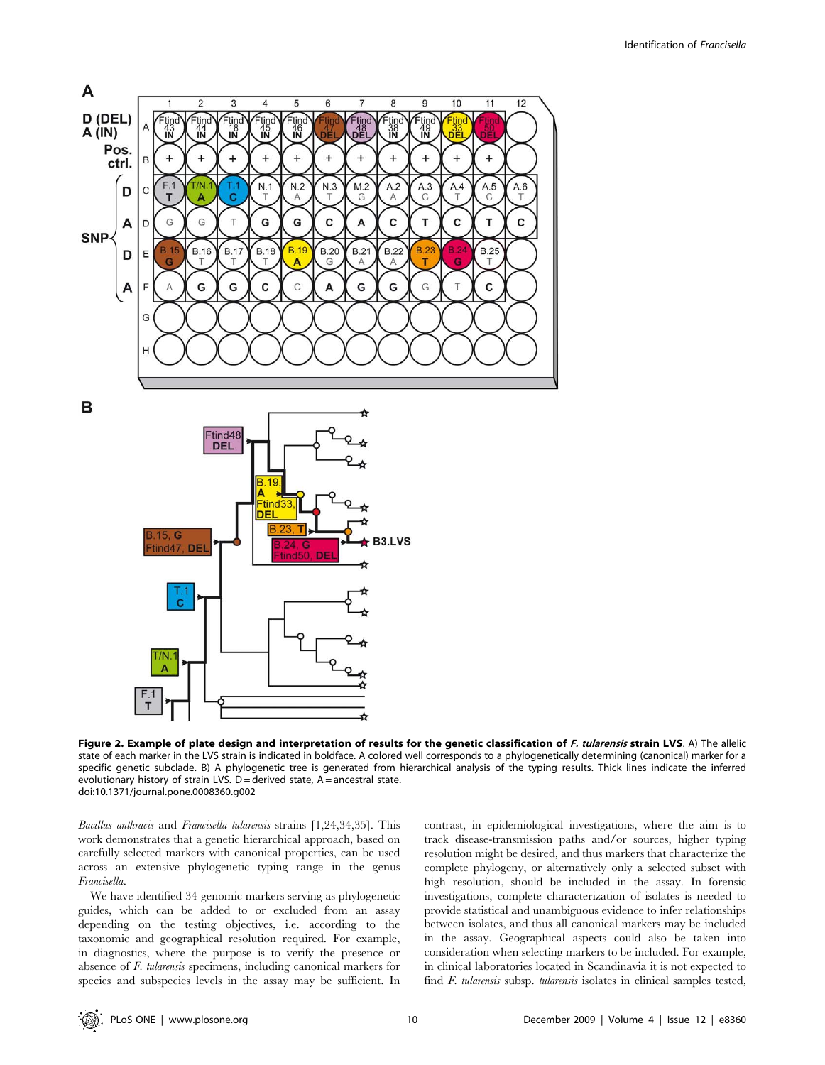**Figure 2. Example of plate design and interpretation of results for the genetic classification of *F. tularensis* strain LVS.** A) The allelic state of each marker in the LVS strain is indicated in boldface. A colored well corresponds to a phylogenetically determining (canonical) marker for a specific genetic subclade. B) A phylogenetic tree is generated from hierarchical analysis of the typing results. Thick lines indicate the inferred evolutionary history of strain LVS. D = derived state, A = ancestral state.
doi:10.1371/journal.pone.0008360.g002

*Bacillus anthracis* and *Francisella tularensis* strains [1,24,34,35]. This work demonstrates that a genetic hierarchical approach, based on carefully selected markers with canonical properties, can be used across an extensive phylogenetic typing range in the genus *Francisella*.

We have identified 34 genomic markers serving as phylogenetic guides, which can be added to or excluded from an assay depending on the testing objectives, i.e. according to the taxonomic and geographical resolution required. For example, in diagnostics, where the purpose is to verify the presence or absence of *F. tularensis* specimens, including canonical markers for species and subspecies levels in the assay may be sufficient. In contrast, in epidemiological investigations, where the aim is to track disease-transmission paths and/or sources, higher typing resolution might be desired, and thus markers that characterize the complete phylogeny, or alternatively only a selected subset with high resolution, should be included in the assay. In forensic investigations, complete characterization of isolates is needed to provide statistical and unambiguous evidence to infer relationships between isolates, and thus all canonical markers may be included in the assay. Geographical aspects could also be taken into consideration when selecting markers to be included. For example, in clinical laboratories located in Scandinavia it is not expected to find *F. tularensis* subsp. *tularensis* isolates in clinical samples tested,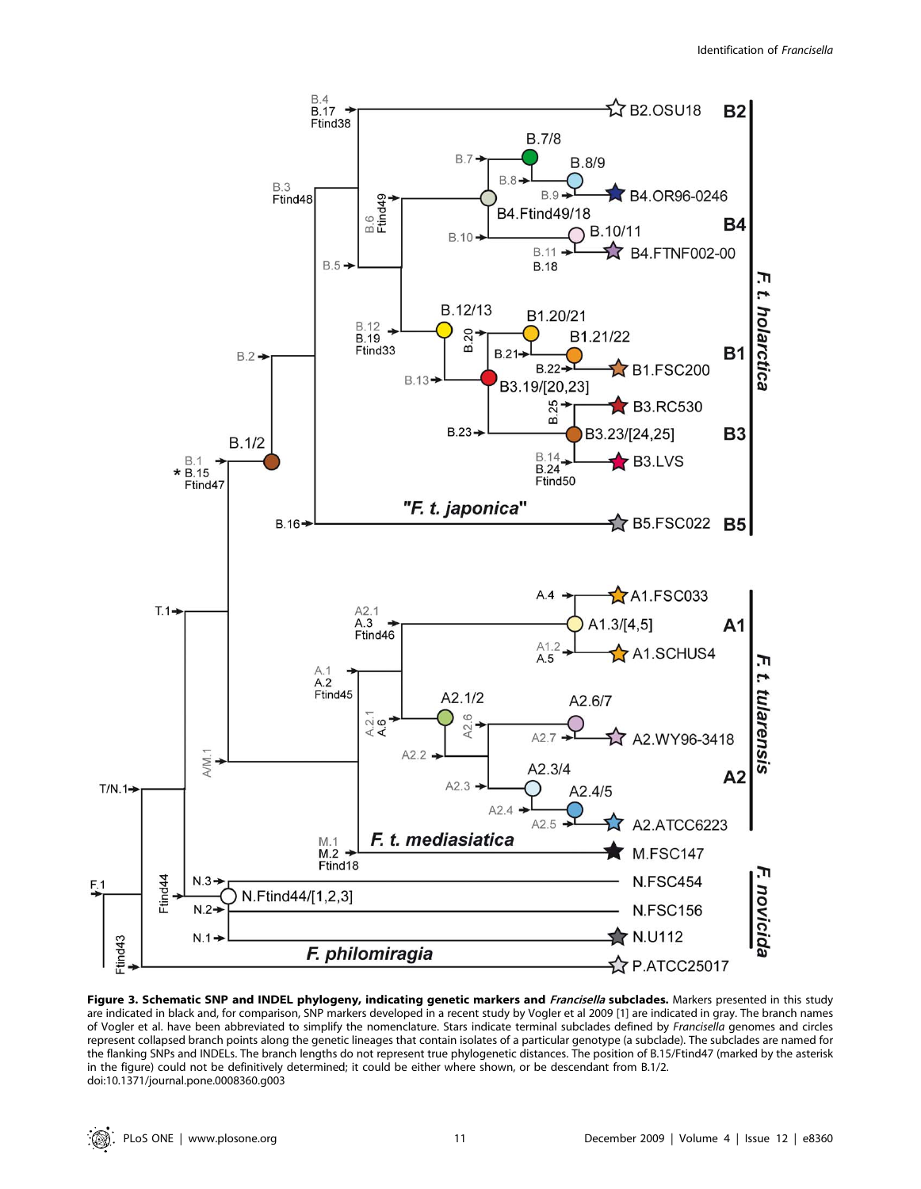**Figure 3. Schematic SNP and INDEL phylogeny, indicating genetic markers and *Francisella* subclades.** Markers presented in this study are indicated in black and, for comparison, SNP markers developed in a recent study by Vogler et al 2009 [1] are indicated in gray. The branch names of Vogler et al. have been abbreviated to simplify the nomenclature. Stars indicate terminal subclades defined by *Francisella* genomes and circles represent collapsed branch points along the genetic lineages that contain isolates of a particular genotype (a subclade). The subclades are named for the flanking SNPs and INDELs. The branch lengths do not represent true phylogenetic distances. The position of B.15/Ftind47 (marked by the asterisk in the figure) could not be definitively determined; it could be either where shown, or be descendant from B.1/2.

doi:10.1371/journal.pone.0008360.g003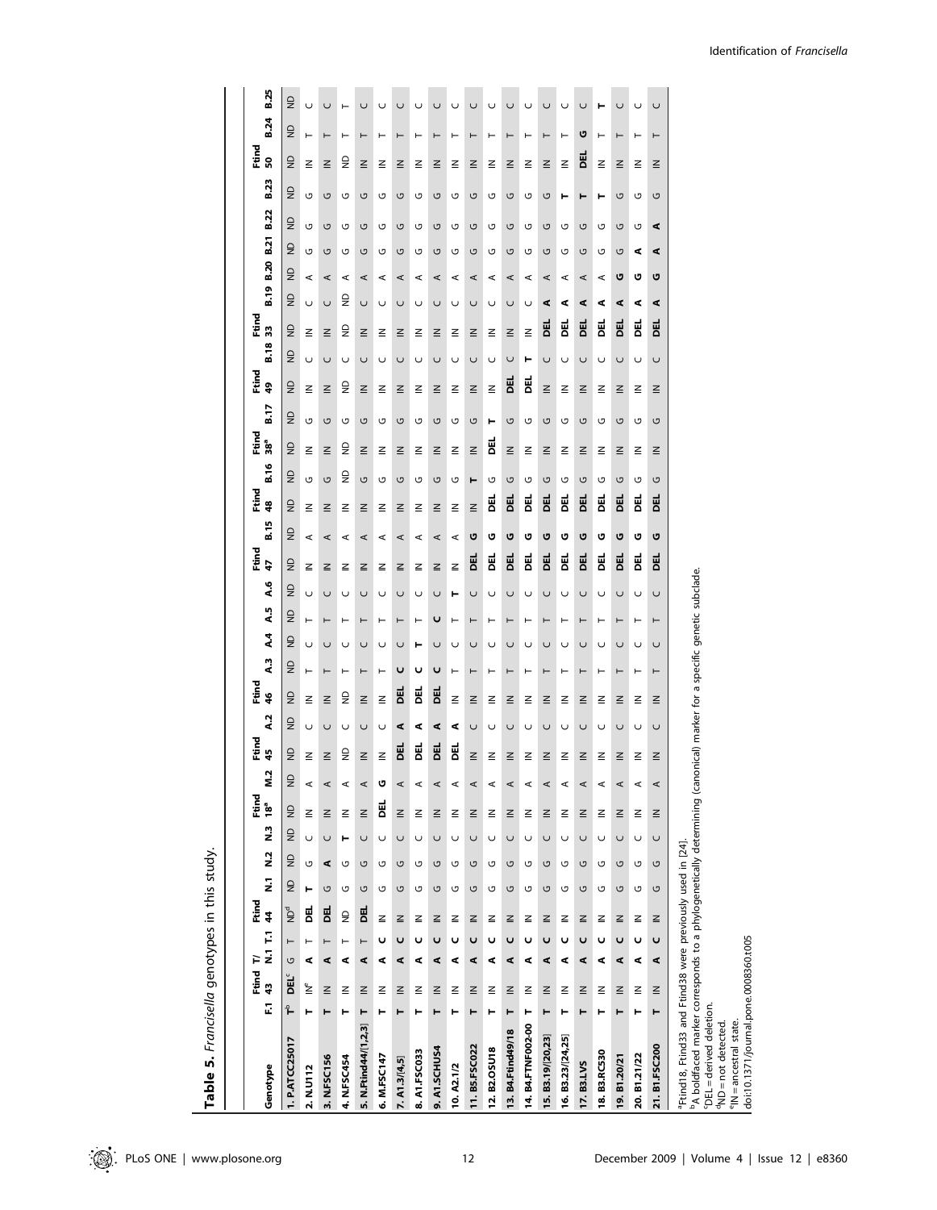**Table 5.** *Francisella* genotypes in this study.

| Genotype | F.1 | Ftind 43 | T/ N.1 | T.1 | Ftind 44 | N.1 | N.2 | N.3 | Ftind 18[a] | M.2 | Ftind 45 | A.2 | Ftind 46 | A.3 | A.4 | A.5 | A.6 | Ftind 47 | B.15 | Ftind 48 | B.16 | Ftind 38[a] | B.17 | Ftind 49 | B.18 | Ftind 33 | B.19 | B.20 | B.21 | B.22 | B.23 | Ftind 50 | B.24 | B.25 |
|---|---|---|---|---|---|---|---|---|---|---|---|---|---|---|---|---|---|---|---|---|---|---|---|---|---|---|---|---|---|---|---|---|---|---|
| 1. P.ATCC25017 | T[b] | DEL[c] | G | T | ND[d] | ND | ND | ND | ND | ND | ND | ND | ND | ND | ND | ND | ND | ND | ND | ND | ND | ND | ND | ND | ND | ND | ND | ND | ND | ND | ND | ND | ND | ND |
| 2. N.U112 | T | IN[e] | A | T | DEL | T | G | C | IN | A | IN | C | IN | T | C | T | C | IN | A | IN | G | IN | G | IN | C | IN | C | A | G | G | G | IN | T | C |
| 3. N.FSC156 | T | IN | A | T | DEL | G | A | C | IN | A | IN | C | IN | T | C | T | C | IN | A | IN | G | IN | G | IN | C | IN | C | A | G | G | G | IN | T | C |
| 4. N.FSC454 | T | IN | A | T | ND | G | G | T | IN | A | ND | C | ND | T | C | T | C | IN | A | IN | ND | ND | G | ND | C | ND | ND | A | G | G | G | ND | T | T |
| 5. N.Ftind44/[1,2,3] | T | IN | A | T | DEL | G | G | C | IN | A | IN | C | IN | T | C | T | C | IN | A | IN | G | IN | G | IN | C | IN | C | A | G | G | G | IN | T | C |
| 6. M.FSC147 | T | IN | A | C | IN | G | G | C | DEL | G | IN | C | IN | T | C | T | C | IN | A | IN | G | IN | G | IN | C | IN | C | A | G | G | G | IN | T | C |
| 7. A1.3/[4,5] | T | IN | A | C | IN | G | G | C | IN | A | DEL | A | DEL | C | C | T | C | IN | A | IN | G | IN | G | IN | C | IN | C | A | G | G | G | IN | T | C |
| 8. A1.FSC033 | T | IN | A | C | IN | G | G | C | IN | A | DEL | A | DEL | C | T | T | C | IN | A | IN | G | IN | G | IN | C | IN | C | A | G | G | G | IN | T | C |
| 9. A1.SCHUS4 | T | IN | A | C | IN | G | G | C | IN | A | DEL | A | DEL | C | C | C | C | IN | A | IN | G | IN | G | IN | C | IN | C | A | G | G | G | IN | T | C |
| 10. A2.1/2 | T | IN | A | C | IN | G | G | C | IN | A | DEL | A | IN | T | C | T | T | IN | A | IN | G | IN | G | IN | C | IN | C | A | G | G | G | IN | T | C |
| 11. B5.FSC022 | T | IN | A | C | IN | G | G | C | IN | A | IN | C | IN | T | C | T | C | DEL | G | IN | T | IN | G | IN | C | IN | C | A | G | G | G | IN | T | C |
| 12. B2.OSU18 | T | IN | A | C | IN | G | G | C | IN | A | IN | C | IN | T | C | T | C | DEL | G | DEL | G | DEL | T | IN | C | IN | C | A | G | G | G | IN | T | C |
| 13. B4.Ftind49/18 | T | IN | A | C | IN | G | G | C | IN | A | IN | C | IN | T | C | T | C | DEL | G | DEL | G | IN | G | DEL | C | IN | C | A | G | G | G | IN | T | C |
| 14. B4.FTNF002-00 | T | IN | A | C | IN | G | G | C | IN | A | IN | C | IN | T | C | T | C | DEL | G | DEL | G | IN | G | DEL | T | IN | C | A | G | G | G | IN | T | C |
| 15. B3.19/[20,23] | T | IN | A | C | IN | G | G | C | IN | A | IN | C | IN | T | C | T | C | DEL | G | DEL | G | IN | G | IN | C | DEL | A | A | G | G | G | IN | T | C |
| 16. B3.23/[24,25] | T | IN | A | C | IN | G | G | C | IN | A | IN | C | IN | T | C | T | C | DEL | G | DEL | G | IN | G | IN | C | DEL | A | A | G | G | T | IN | T | C |
| 17. B3.LVS | T | IN | A | C | IN | G | G | C | IN | A | IN | C | IN | T | C | T | C | DEL | G | DEL | G | IN | G | IN | C | DEL | A | A | G | G | T | DEL | G | C |
| 18. B3.RC530 | T | IN | A | C | IN | G | G | C | IN | A | IN | C | IN | T | C | T | C | DEL | G | DEL | G | IN | G | IN | C | DEL | A | A | G | G | T | IN | T | T |
| 19. B1.20/21 | T | IN | A | C | IN | G | G | C | IN | A | IN | C | IN | T | C | T | C | DEL | G | DEL | G | IN | G | IN | C | DEL | A | G | G | G | G | IN | T | C |
| 20. B1.21/22 | T | IN | A | C | IN | G | G | C | IN | A | IN | C | IN | T | C | T | C | DEL | G | DEL | G | IN | G | IN | C | DEL | A | G | A | G | G | IN | T | C |
| 21. B1.FSC200 | T | IN | A | C | IN | G | G | C | IN | A | IN | C | IN | T | C | T | C | DEL | G | DEL | G | IN | G | IN | C | DEL | A | G | A | A | G | IN | T | C |

[a]Ftind18, Ftind33 and Ftind38 were previously used in [24].
[b]A boldfaced marker corresponds to a phylogenetically determining (canonical) marker for a specific genetic subclade.
[c]DEL = derived deletion.
[d]ND = not detected.
[e]IN = ancestral state.
doi:10.1371/journal.pone.0008360.t005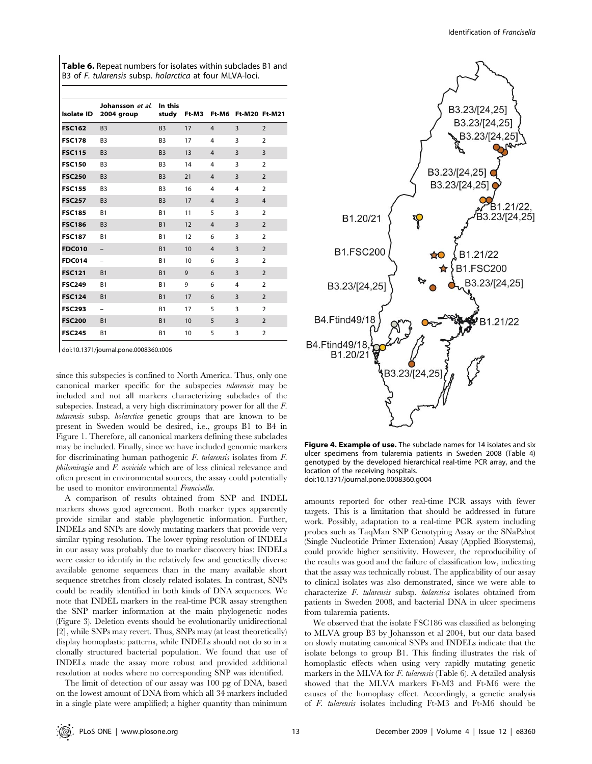**Table 6.** Repeat numbers for isolates within subclades B1 and B3 of *F. tularensis* subsp. *holarctica* at four MLVA-loci.

| Isolate ID | Johansson *et al.* 2004 group | In this study | Ft-M3 | Ft-M6 | Ft-M20 | Ft-M21 |
|---|---|---|---|---|---|---|
| **FSC162** | B3 | B3 | 17 | 4 | 3 | 2 |
| **FSC178** | B3 | B3 | 17 | 4 | 3 | 2 |
| **FSC115** | B3 | B3 | 13 | 4 | 3 | 3 |
| **FSC150** | B3 | B3 | 14 | 4 | 3 | 2 |
| **FSC250** | B3 | B3 | 21 | 4 | 3 | 2 |
| **FSC155** | B3 | B3 | 16 | 4 | 4 | 2 |
| **FSC257** | B3 | B3 | 17 | 4 | 3 | 4 |
| **FSC185** | B1 | B1 | 11 | 5 | 3 | 2 |
| **FSC186** | B3 | B1 | 12 | 4 | 3 | 2 |
| **FSC187** | B1 | B1 | 12 | 6 | 3 | 2 |
| **FDC010** | – | B1 | 10 | 4 | 3 | 2 |
| **FDC014** | – | B1 | 10 | 6 | 3 | 2 |
| **FSC121** | B1 | B1 | 9 | 6 | 3 | 2 |
| **FSC249** | B1 | B1 | 9 | 6 | 4 | 2 |
| **FSC124** | B1 | B1 | 17 | 6 | 3 | 2 |
| **FSC293** | – | B1 | 17 | 5 | 3 | 2 |
| **FSC200** | B1 | B1 | 10 | 5 | 3 | 2 |
| **FSC245** | B1 | B1 | 10 | 5 | 3 | 2 |

doi:10.1371/journal.pone.0008360.t006

since this subspecies is confined to North America. Thus, only one canonical marker specific for the subspecies *tularensis* may be included and not all markers characterizing subclades of the subspecies. Instead, a very high discriminatory power for all the *F. tularensis* subsp. *holarctica* genetic groups that are known to be present in Sweden would be desired, i.e., groups B1 to B4 in Figure 1. Therefore, all canonical markers defining these subclades may be included. Finally, since we have included genomic markers for discriminating human pathogenic *F. tularensis* isolates from *F. philomiragia* and *F. novicida* which are of less clinical relevance and often present in environmental sources, the assay could potentially be used to monitor environmental *Francisella*.

A comparison of results obtained from SNP and INDEL markers shows good agreement. Both marker types apparently provide similar and stable phylogenetic information. Further, INDELs and SNPs are slowly mutating markers that provide very similar typing resolution. The lower typing resolution of INDELs in our assay was probably due to marker discovery bias: INDELs were easier to identify in the relatively few and genetically diverse available genome sequences than in the many available short sequence stretches from closely related isolates. In contrast, SNPs could be readily identified in both kinds of DNA sequences. We note that INDEL markers in the real-time PCR assay strengthen the SNP marker information at the main phylogenetic nodes (Figure 3). Deletion events should be evolutionarily unidirectional [2], while SNPs may revert. Thus, SNPs may (at least theoretically) display homoplastic patterns, while INDELs should not do so in a clonally structured bacterial population. We found that use of INDELs made the assay more robust and provided additional resolution at nodes where no corresponding SNP was identified.

The limit of detection of our assay was 100 pg of DNA, based on the lowest amount of DNA from which all 34 markers included in a single plate were amplified; a higher quantity than minimum amounts reported for other real-time PCR assays with fewer targets. This is a limitation that should be addressed in future work. Possibly, adaptation to a real-time PCR system including probes such as TaqMan SNP Genotyping Assay or the SNaPshot (Single Nucleotide Primer Extension) Assay (Applied Biosystems), could provide higher sensitivity. However, the reproducibility of the results was good and the failure of classification low, indicating that the assay was technically robust. The applicability of our assay to clinical isolates was also demonstrated, since we were able to characterize *F. tularensis* subsp. *holarctica* isolates obtained from patients in Sweden 2008, and bacterial DNA in ulcer specimens from tularemia patients.

**Figure 4. Example of use.** The subclade names for 14 isolates and six ulcer specimens from tularemia patients in Sweden 2008 (Table 4) genotyped by the developed hierarchical real-time PCR array, and the location of the receiving hospitals.
doi:10.1371/journal.pone.0008360.g004

We observed that the isolate FSC186 was classified as belonging to MLVA group B3 by Johansson et al 2004, but our data based on slowly mutating canonical SNPs and INDELs indicate that the isolate belongs to group B1. This finding illustrates the risk of homoplastic effects when using very rapidly mutating genetic markers in the MLVA for *F. tularensis* (Table 6). A detailed analysis showed that the MLVA markers Ft-M3 and Ft-M6 were the causes of the homoplasy effect. Accordingly, a genetic analysis of *F. tularensis* isolates including Ft-M3 and Ft-M6 should be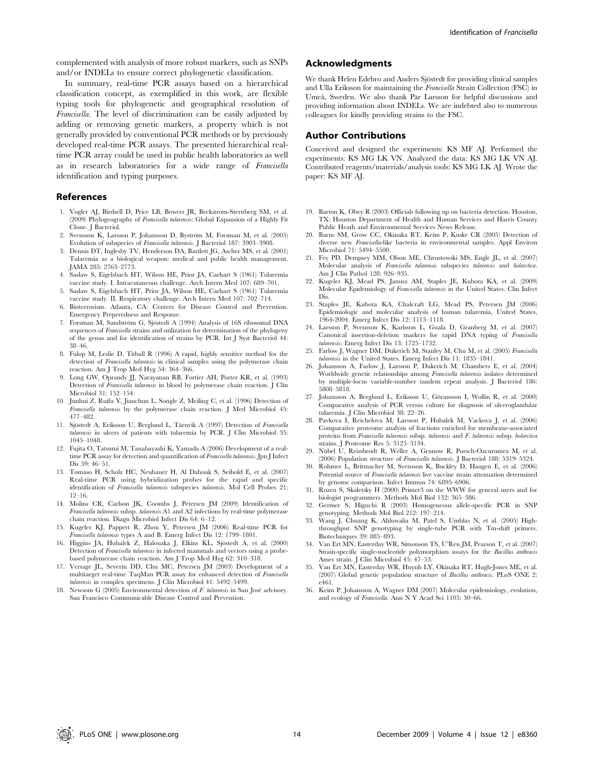complemented with analysis of more robust markers, such as SNPs and/or INDELs to ensure correct phylogenetic classification.

In summary, real-time PCR assays based on a hierarchical classification concept, as exemplified in this work, are flexible typing tools for phylogenetic and geographical resolution of *Francisella*. The level of discrimination can be easily adjusted by adding or removing genetic markers, a property which is not generally provided by conventional PCR methods or by previously developed real-time PCR assays. The presented hierarchical real-time PCR array could be used in public health laboratories as well as in research laboratories for a wide range of *Francisella* identification and typing purposes.

## Acknowledgments

We thank Helen Edebro and Anders Sjöstedt for providing clinical samples and Ulla Eriksson for maintaining the *Francisella* Strain Collection (FSC) in Umeå, Sweden. We also thank Pär Larsson for helpful discussions and providing information about INDELs. We are indebted also to numerous colleagues for kindly providing strains to the FSC.

## Author Contributions

Conceived and designed the experiments: KS MF AJ. Performed the experiments: KS MG LK VN. Analyzed the data: KS MG LK VN AJ. Contributed reagents/materials/analysis tools: KS MG LK AJ. Wrote the paper: KS MF AJ.

## References

1. Vogler AJ, Birdsell D, Price LB, Bowers JR, Beckstrom-Sternberg SM, et al. (2009) Phylogeography of *Francisella tularensis*: Global Expansion of a Highly Fit Clone. J Bacteriol.
2. Svensson K, Larsson P, Johansson D, Byström M, Forsman M, et al. (2005) Evolution of subspecies of *Francisella tularensis*. J Bacteriol 187: 3903–3908.
3. Dennis DT, Inglesby TV, Henderson DA, Bartlett JG, Ascher MS, et al. (2001) Tularemia as a biological weapon: medical and public health management. JAMA 285: 2763–2773.
4. Saslaw S, Eigelsbach HT, Wilson HE, Prior JA, Carhart S (1961) Tularemia vaccine study. I. Intracutaneous challenge. Arch Intern Med 107: 689–701.
5. Saslaw S, Eigelsbach HT, Prior JA, Wilson HE, Carhart S (1961) Tularemia vaccine study. II. Respiratory challenge. Arch Intern Med 107: 702–714.
6. Bioterrorism. Atlanta, CA: Centers for Disease Control and Prevention. Emergency Preperedness and Response.
7. Forsman M, Sandström G, Sjöstedt A (1994) Analysis of 16S ribosomal DNA sequences of *Francisella* strains and utilization for determination of the phylogeny of the genus and for identification of strains by PCR. Int J Syst Bacteriol 44: 38–46.
8. Fulop M, Leslie D, Titball R (1996) A rapid, highly sensitive method for the detection of *Francisella tularensis* in clinical samples using the polymerase chain reaction. Am J Trop Med Hyg 54: 364–366.
9. Long GW, Oprandy JJ, Narayanan RB, Fortier AH, Porter KR, et al. (1993) Detection of *Francisella tularensis* in blood by polymerase chain reaction. J Clin Microbiol 31: 152–154.
10. Junhui Z, Ruifu Y, Jianchun L, Songle Z, Meiling C, et al. (1996) Detection of *Francisella tularensis* by the polymerase chain reaction. J Med Microbiol 45: 477–482.
11. Sjöstedt A, Eriksson U, Berglund L, Tärnvik A (1997) Detection of *Francisella tularensis* in ulcers of patients with tularemia by PCR. J Clin Microbiol 35: 1045–1048.
12. Fujita O, Tatsumi M, Tanabayashi K, Yamada A (2006) Development of a real-time PCR assay for detection and quantification of *Francisella tularensis*. Jpn J Infect Dis 59: 46–51.
13. Tomaso H, Scholz HC, Neubauer H, Al Dahouk S, Seibold E, et al. (2007) Real-time PCR using hybridization probes for the rapid and specific identification of *Francisella tularensis* subspecies *tularensis*. Mol Cell Probes 21: 12–16.
14. Molins CR, Carlson JK, Coombs J, Petersen JM (2009) Identification of *Francisella tularensis* subsp. *tularensis* A1 and A2 infections by real-time polymerase chain reaction. Diagn Microbiol Infect Dis 64: 6–12.
15. Kugeler KJ, Pappert R, Zhou Y, Petersen JM (2006) Real-time PCR for *Francisella tularensis* types A and B. Emerg Infect Dis 12: 1799–1801.
16. Higgins JA, Hubalek Z, Halouzka J, Elkins KL, Sjöstedt A, et al. (2000) Detection of *Francisella tularensis* in infected mammals and vectors using a probe-based polymerase chain reaction. Am J Trop Med Hyg 62: 310–318.
17. Versage JL, Severin DD, Chu MC, Petersen JM (2003) Development of a multitarget real-time TaqMan PCR assay for enhanced detection of *Francisella tularensis* in complex specimens. J Clin Microbiol 41: 5492–5499.
18. Newsom G (2005) Environmental detection of *F. tularensis* in San José advisory. San Francisco Communicable Disease Control and Prevention.
19. Barton K, Obey R (2003) Officials following up on bacteria detection. Houston, TX: Houston Department of Health and Human Services and Harris County Public Heath and Environmental Services News Release.
20. Barns SM, Grow CC, Okinaka RT, Keim P, Kuske CR (2005) Detection of diverse new *Francisella*-like bacteria in environmental samples. Appl Environ Microbiol 71: 5494–5500.
21. Fey PD, Dempsey MM, Olson ME, Chrustowski MS, Engle JL, et al. (2007) Molecular analysis of *Francisella tularensis* subspecies *tularensis* and *holarctica*. Am J Clin Pathol 128: 926–935.
22. Kugeler KJ, Mead PS, Janusz AM, Staples JE, Kubota KA, et al. (2009) Molecular Epidemiology of *Francisella tularensis* in the United States. Clin Infect Dis.
23. Staples JE, Kubota KA, Chalcraft LG, Mead PS, Petersen JM (2006) Epidemiologic and molecular analysis of human tularemia, United States, 1964-2004. Emerg Infect Dis 12: 1113–1118.
24. Larsson P, Svensson K, Karlsson L, Guala D, Granberg M, et al. (2007) Canonical insertion-deletion markers for rapid DNA typing of *Francisella tularensis*. Emerg Infect Dis 13: 1725–1732.
25. Farlow J, Wagner DM, Dukerich M, Stanley M, Chu M, et al. (2005) *Francisella tularensis* in the United States. Emerg Infect Dis 11: 1835–1841.
26. Johansson A, Farlow J, Larsson P, Dukerich M, Chambers E, et al. (2004) Worldwide genetic relationships among *Francisella tularensis* isolates determined by multiple-locus variable-number tandem repeat analysis. J Bacteriol 186: 5808–5818.
27. Johansson A, Berglund L, Eriksson U, Göransson I, Wollin R, et al. (2000) Comparative analysis of PCR versus culture for diagnosis of ulceroglandular tularemia. J Clin Microbiol 38: 22–26.
28. Pavkova I, Reichelova M, Larsson P, Hubalek M, Vackova J, et al. (2006) Comparative proteome analysis of fractions enriched for membrane-associated proteins from *Francisella tularensis* subsp. *tularensis* and *F. tularensis* subsp. *holarctica* strains. J Proteome Res 5: 3125–3134.
29. Nübel U, Reissbrodt R, Weller A, Grunow R, Porsch-Ozcurumez M, et al. (2006) Population structure of *Francisella tularensis*. J Bacteriol 188: 5319–5324.
30. Rohmer L, Brittnacher M, Svensson K, Buckley D, Haugen E, et al. (2006) Potential source of *Francisella tularensis* live vaccine strain attenuation determined by genome comparison. Infect Immun 74: 6895–6906.
31. Rozen S, Skaletsky H (2000) Primer3 on the WWW for general users and for biologist programmers. Methods Mol Biol 132: 365–386.
32. Germer S, Higuchi R (2003) Homogeneous allele-specific PCR in SNP genotyping. Methods Mol Biol 212: 197–214.
33. Wang J, Chuang K, Ahluwalia M, Patel S, Umblas N, et al. (2005) High-throughput SNP genotyping by single-tube PCR with Tm-shift primers. Biotechniques 39: 885–893.
34. Van Ert MN, Easterday WR, Simonson TS, U'Ren JM, Pearson T, et al. (2007) Strain-specific single-nucleotide polymorphism assays for the *Bacillus anthracis* Ames strain. J Clin Microbiol 45: 47–53.
35. Van Ert MN, Easterday WR, Huynh LY, Okinaka RT, Hugh-Jones ME, et al. (2007) Global genetic population structure of *Bacillus anthracis*. PLoS ONE 2: e461.
36. Keim P, Johansson A, Wagner DM (2007) Molecular epidemiology, evolution, and ecology of *Francisella*. Ann N Y Acad Sci 1105: 30–66.